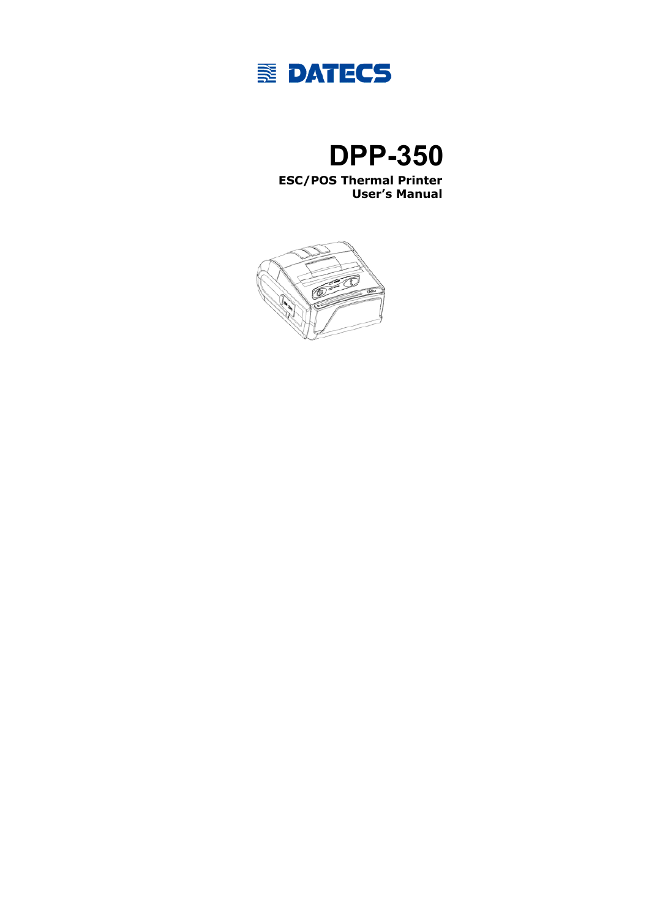DATECS

# DPP-350

**ESC/POS Thermal Printer**
**User's Manual**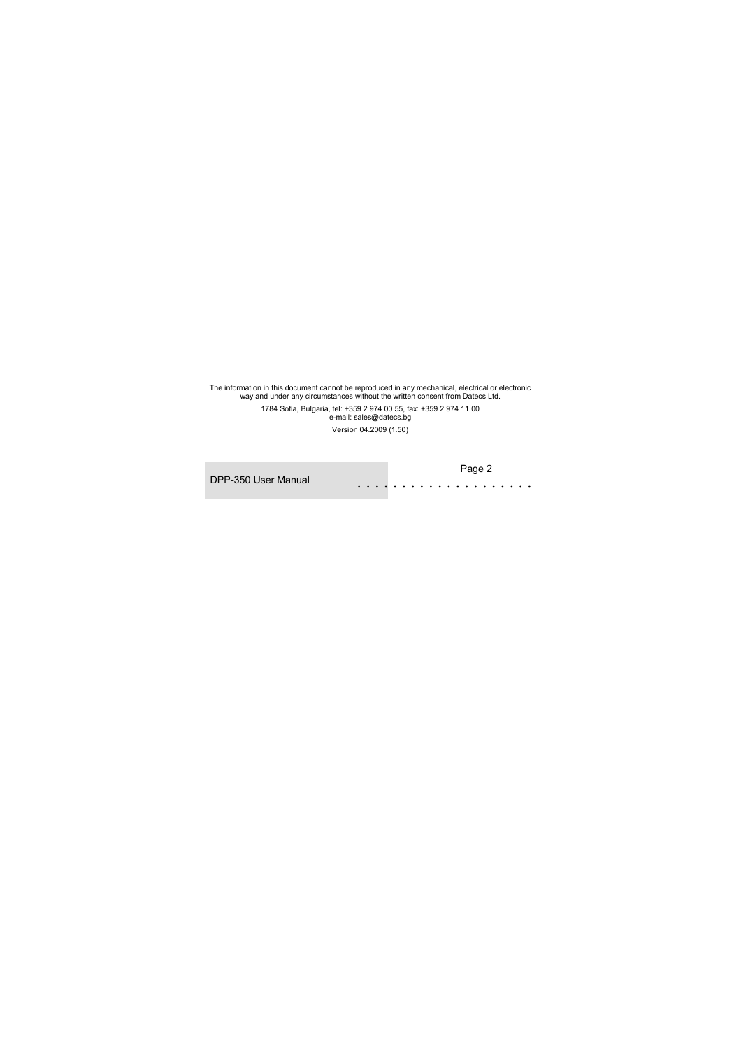The information in this document cannot be reproduced in any mechanical, electrical or electronic way and under any circumstances without the written consent from Datecs Ltd.

1784 Sofia, Bulgaria, tel: +359 2 974 00 55, fax: +359 2 974 11 00
e-mail: sales@datecs.bg

Version 04.2009 (1.50)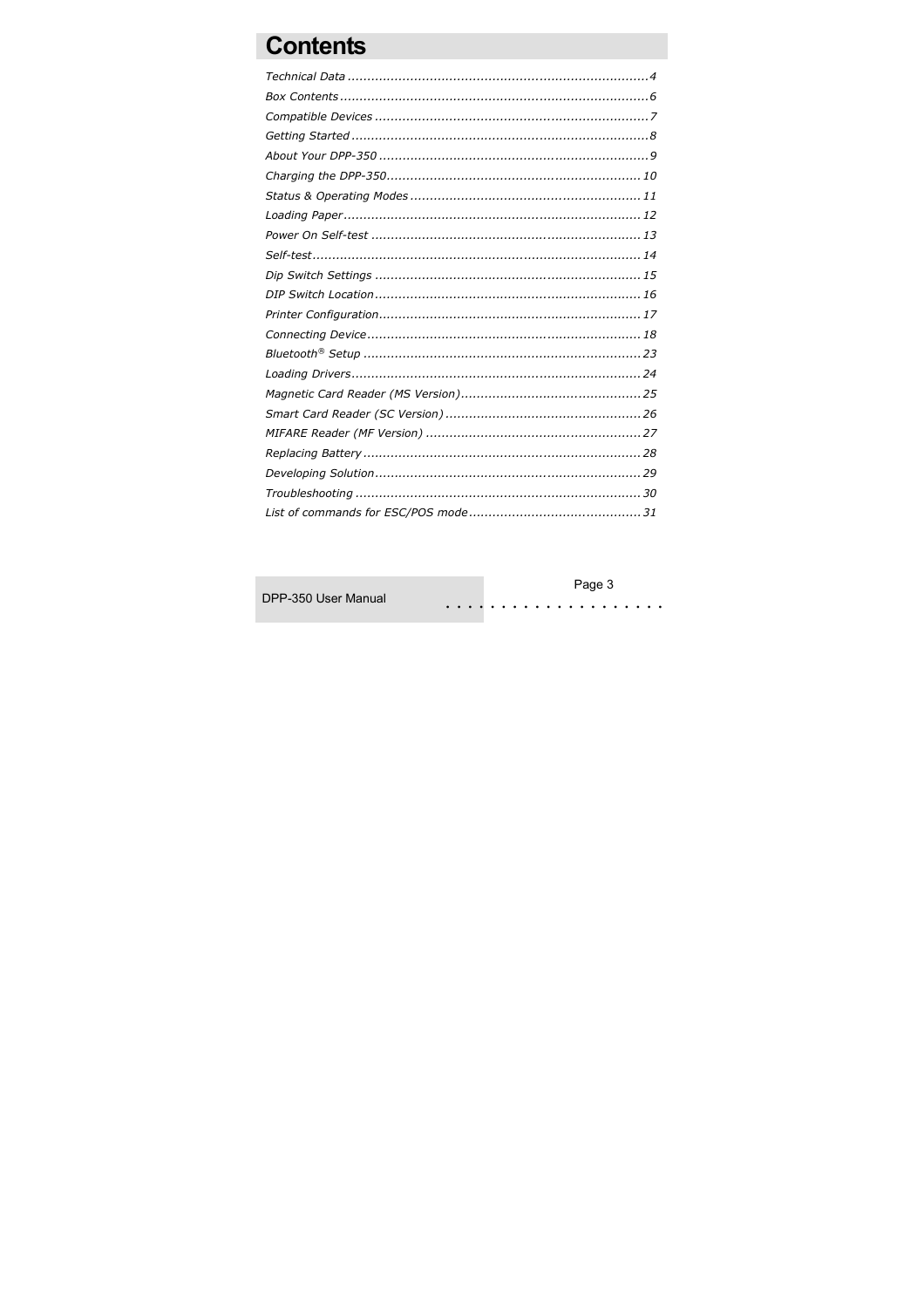# Contents

*Technical Data* ............................................................................ *4*
*Box Contents* .............................................................................. *6*
*Compatible Devices* ..................................................................... *7*
*Getting Started* ........................................................................... *8*
*About Your DPP-350* .................................................................... *9*
*Charging the DPP-350* ................................................................. *10*
*Status & Operating Modes* ........................................................... *11*
*Loading Paper* ............................................................................ *12*
*Power On Self-test* ..................................................................... *13*
*Self-test* .................................................................................... *14*
*Dip Switch Settings* .................................................................... *15*
*DIP Switch Location* .................................................................... *16*
*Printer Configuration* ................................................................... *17*
*Connecting Device* ...................................................................... *18*
*Bluetooth® Setup* ....................................................................... *23*
*Loading Drivers* .......................................................................... *24*
*Magnetic Card Reader (MS Version)* .............................................. *25*
*Smart Card Reader (SC Version)* ................................................... *26*
*MIFARE Reader (MF Version)* ....................................................... *27*
*Replacing Battery* ....................................................................... *28*
*Developing Solution* .................................................................... *29*
*Troubleshooting* ......................................................................... *30*
*List of commands for ESC/POS mode* ............................................ *31*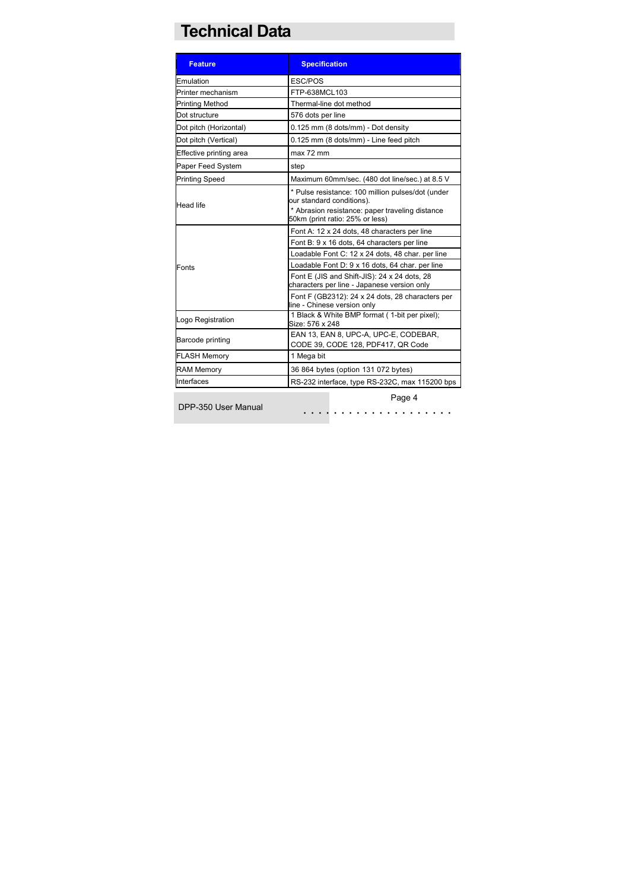# Technical Data

| Feature | Specification |
|---|---|
| Emulation | ESC/POS |
| Printer mechanism | FTP-638MCL103 |
| Printing Method | Thermal-line dot method |
| Dot structure | 576 dots per line |
| Dot pitch (Horizontal) | 0.125 mm (8 dots/mm) - Dot density |
| Dot pitch (Vertical) | 0.125 mm (8 dots/mm) - Line feed pitch |
| Effective printing area | max 72 mm |
| Paper Feed System | step |
| Printing Speed | Maximum 60mm/sec. (480 dot line/sec.) at 8.5 V |
| Head life | * Pulse resistance: 100 million pulses/dot (under our standard conditions).<br>* Abrasion resistance: paper traveling distance 50km (print ratio: 25% or less) |
| Fonts | Font A: 12 x 24 dots, 48 characters per line |
| | Font B: 9 x 16 dots, 64 characters per line |
| | Loadable Font C: 12 x 24 dots, 48 char. per line |
| | Loadable Font D: 9 x 16 dots, 64 char. per line |
| | Font E (JIS and Shift-JIS): 24 x 24 dots, 28 characters per line - Japanese version only |
| | Font F (GB2312): 24 x 24 dots, 28 characters per line - Chinese version only |
| Logo Registration | 1 Black & White BMP format ( 1-bit per pixel); Size: 576 x 248 |
| Barcode printing | EAN 13, EAN 8, UPC-A, UPC-E, CODEBAR, CODE 39, CODE 128, PDF417, QR Code |
| FLASH Memory | 1 Mega bit |
| RAM Memory | 36 864 bytes (option 131 072 bytes) |
| Interfaces | RS-232 interface, type RS-232C, max 115200 bps |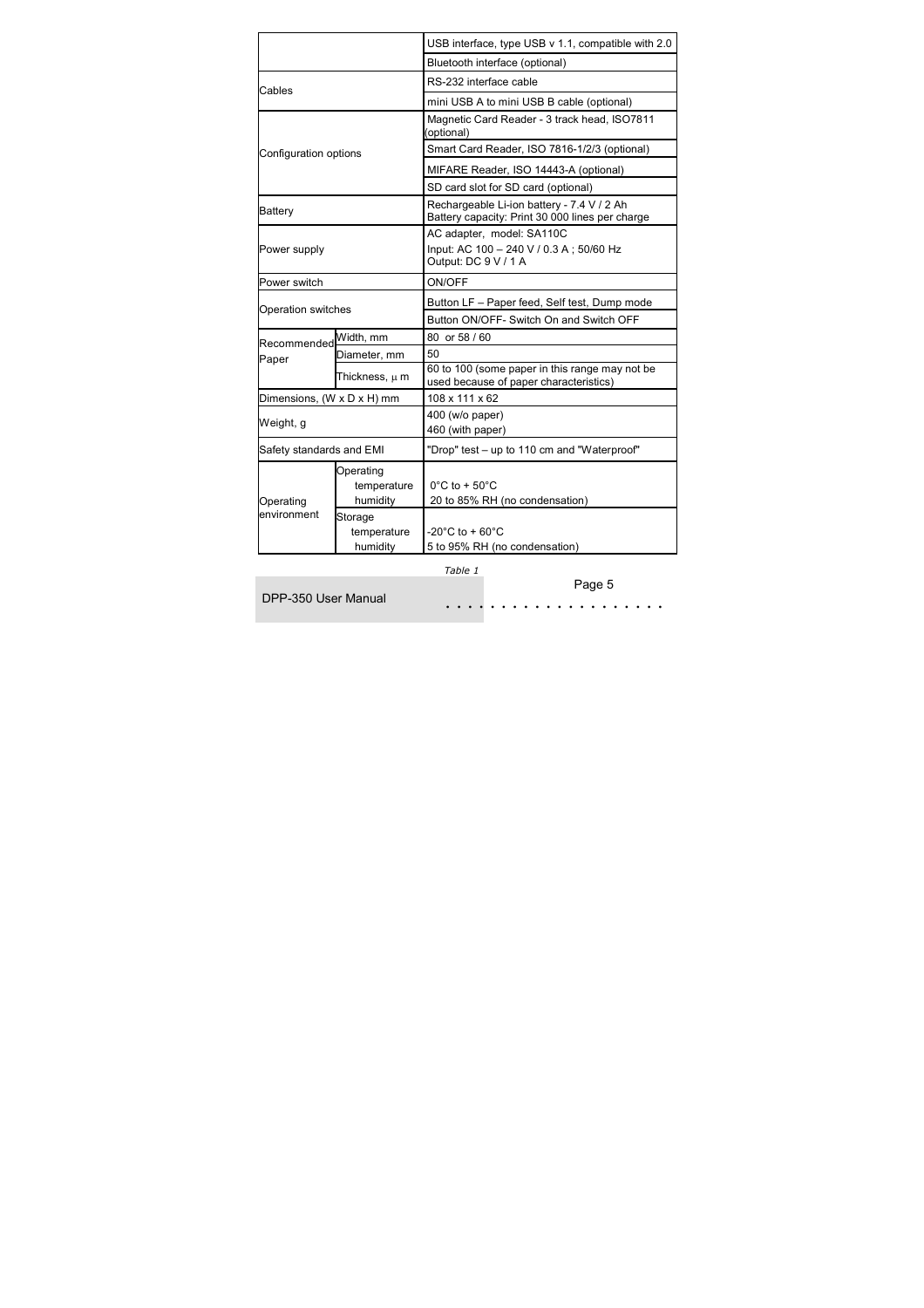| | | |
|---|---|---|
| | | USB interface, type USB v 1.1, compatible with 2.0 |
| | | Bluetooth interface (optional) |
| Cables | | RS-232 interface cable |
| | | mini USB A to mini USB B cable (optional) |
| Configuration options | | Magnetic Card Reader - 3 track head, ISO7811 (optional) |
| | | Smart Card Reader, ISO 7816-1/2/3 (optional) |
| | | MIFARE Reader, ISO 14443-A (optional) |
| | | SD card slot for SD card (optional) |
| Battery | | Rechargeable Li-ion battery - 7.4 V / 2 Ah<br>Battery capacity: Print 30 000 lines per charge |
| Power supply | | AC adapter, model: SA110C<br>Input: AC 100 – 240 V / 0.3 A ; 50/60 Hz<br>Output: DC 9 V / 1 A |
| Power switch | | ON/OFF |
| Operation switches | | Button LF – Paper feed, Self test, Dump mode |
| | | Button ON/OFF- Switch On and Switch OFF |
| Recommended Paper | Width, mm | 80 or 58 / 60 |
| | Diameter, mm | 50 |
| | Thickness, μ m | 60 to 100 (some paper in this range may not be used because of paper characteristics) |
| Dimensions, (W x D x H) mm | | 108 x 111 x 62 |
| Weight, g | | 400 (w/o paper)<br>460 (with paper) |
| Safety standards and EMI | | "Drop" test – up to 110 cm and "Waterproof" |
| Operating environment | Operating temperature humidity | 0°C to + 50°C<br>20 to 85% RH (no condensation) |
| | Storage temperature humidity | -20°C to + 60°C<br>5 to 95% RH (no condensation) |

*Table 1*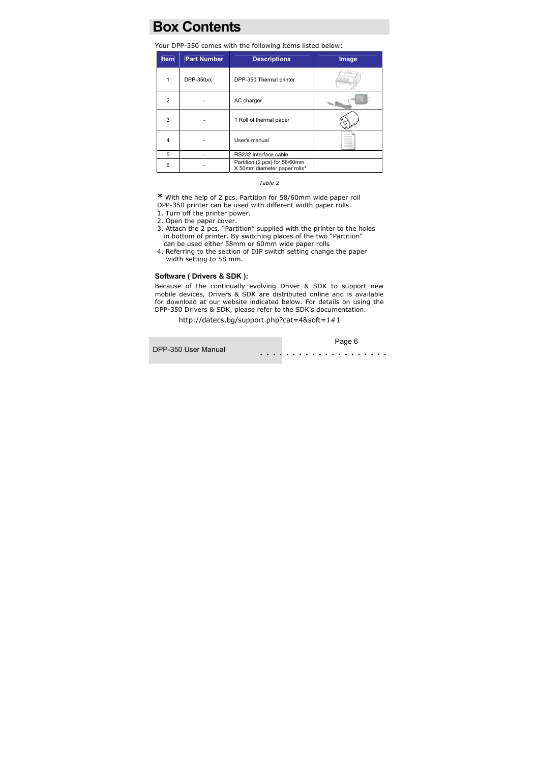# Box Contents

Your DPP-350 comes with the following items listed below:

| Item | Part Number | Descriptions | Image |
|---|---|---|---|
| 1 | DPP-350xx | DPP-350 Thermal printer | |
| 2 | - | AC charger | |
| 3 | - | 1 Roll of thermal paper | |
| 4 | - | User's manual | |
| 5 | - | RS232 Interface cable | |
| 6 | - | Partition (2 pcs) for 58/60mm X 50mm diameter paper rolls* | |

*Table 2*

**\*** With the help of 2 pcs. Partition for 58/60mm wide paper roll DPP-350 printer can be used with different width paper rolls.

1. Turn off the printer power.
2. Open the paper cover.
3. Attach the 2 pcs. "Partition" supplied with the printer to the holes in bottom of printer. By switching places of the two "Partition" can be used either 58mm or 60mm wide paper rolls
4. Referring to the section of DIP switch setting change the paper width setting to 58 mm.

**Software ( Drivers & SDK ):**

Because of the continually evolving Driver & SDK to support new mobile devices, Drivers & SDK are distributed online and is available for download at our website indicated below. For details on using the DPP-350 Drivers & SDK, please refer to the SDK's documentation.

http://datecs.bg/support.php?cat=4&soft=1#1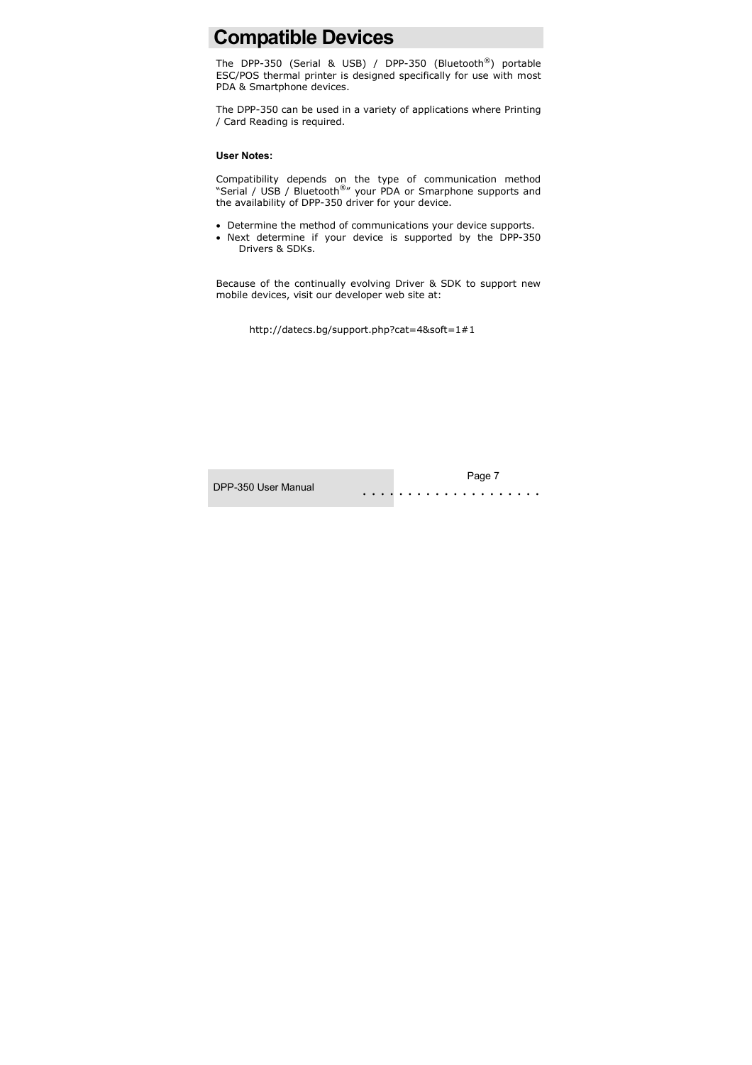# Compatible Devices

The DPP-350 (Serial & USB) / DPP-350 (Bluetooth®) portable ESC/POS thermal printer is designed specifically for use with most PDA & Smartphone devices.

The DPP-350 can be used in a variety of applications where Printing / Card Reading is required.

**User Notes:**

Compatibility depends on the type of communication method "Serial / USB / Bluetooth®" your PDA or Smarphone supports and the availability of DPP-350 driver for your device.

- Determine the method of communications your device supports.
- Next determine if your device is supported by the DPP-350 Drivers & SDKs.

Because of the continually evolving Driver & SDK to support new mobile devices, visit our developer web site at:

http://datecs.bg/support.php?cat=4&soft=1#1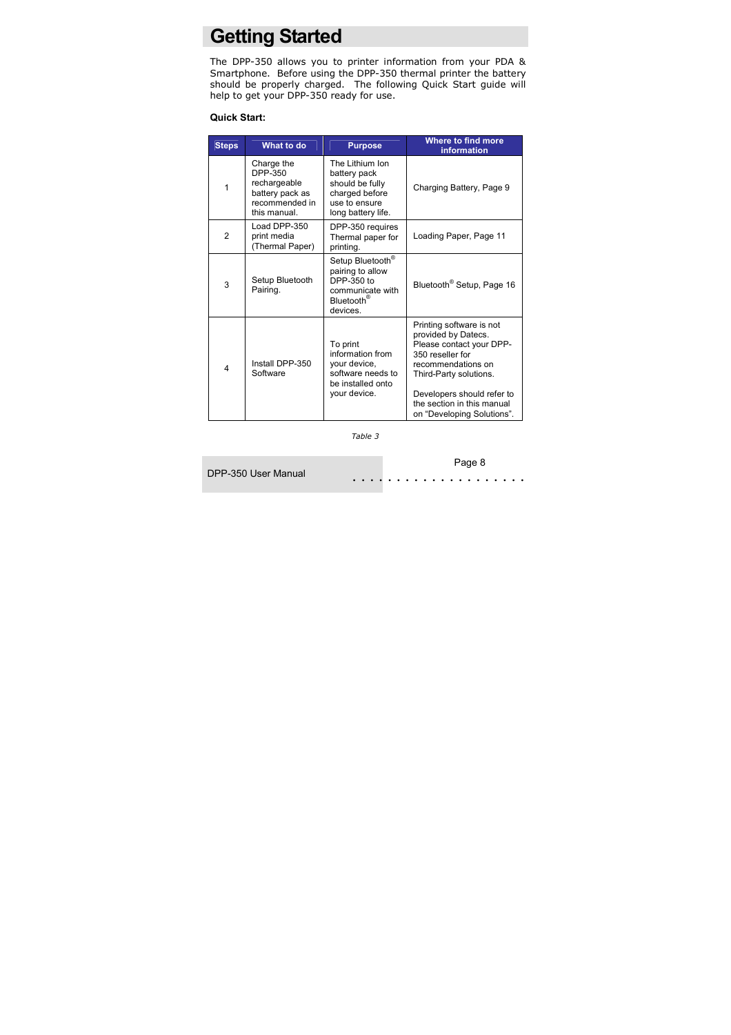# Getting Started

The DPP-350 allows you to printer information from your PDA & Smartphone. Before using the DPP-350 thermal printer the battery should be properly charged. The following Quick Start guide will help to get your DPP-350 ready for use.

**Quick Start:**

| Steps | What to do | Purpose | Where to find more information |
|---|---|---|---|
| 1 | Charge the DPP-350 rechargeable battery pack as recommended in this manual. | The Lithium Ion battery pack should be fully charged before use to ensure long battery life. | Charging Battery, Page 9 |
| 2 | Load DPP-350 print media (Thermal Paper) | DPP-350 requires Thermal paper for printing. | Loading Paper, Page 11 |
| 3 | Setup Bluetooth Pairing. | Setup Bluetooth® pairing to allow DPP-350 to communicate with Bluetooth® devices. | Bluetooth® Setup, Page 16 |
| 4 | Install DPP-350 Software | To print information from your device, software needs to be installed onto your device. | Printing software is not provided by Datecs. Please contact your DPP-350 reseller for recommendations on Third-Party solutions.<br><br>Developers should refer to the section in this manual on "Developing Solutions". |

*Table 3*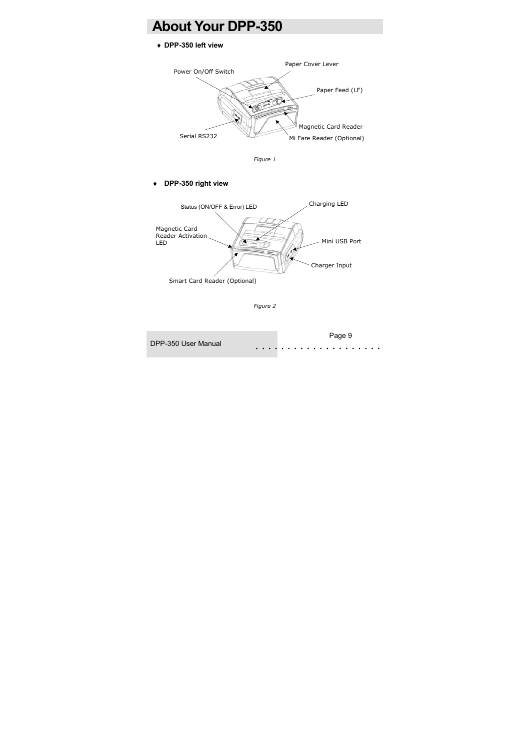# About Your DPP-350

♦ **DPP-350 left view**

Power On/Off Switch

Paper Cover Lever

Paper Feed (LF)

Magnetic Card Reader

Serial RS232

Mi Fare Reader (Optional)

*Figure 1*

♦ **DPP-350 right view**

Status (ON/OFF & Error) LED

Charging LED

Magnetic Card Reader Activation LED

Mini USB Port

Charger Input

Smart Card Reader (Optional)

*Figure 2*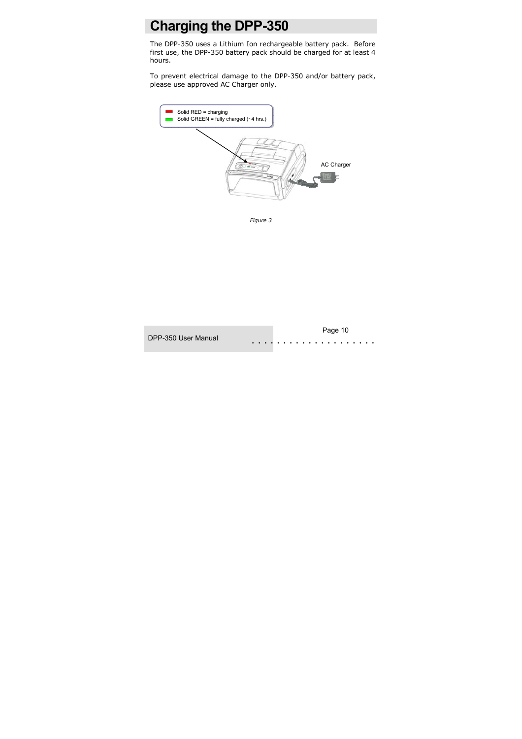# Charging the DPP-350

The DPP-350 uses a Lithium Ion rechargeable battery pack. Before first use, the DPP-350 battery pack should be charged for at least 4 hours.

To prevent electrical damage to the DPP-350 and/or battery pack, please use approved AC Charger only.

Solid RED = charging
Solid GREEN = fully charged (~4 hrs.)

AC Charger

*Figure 3*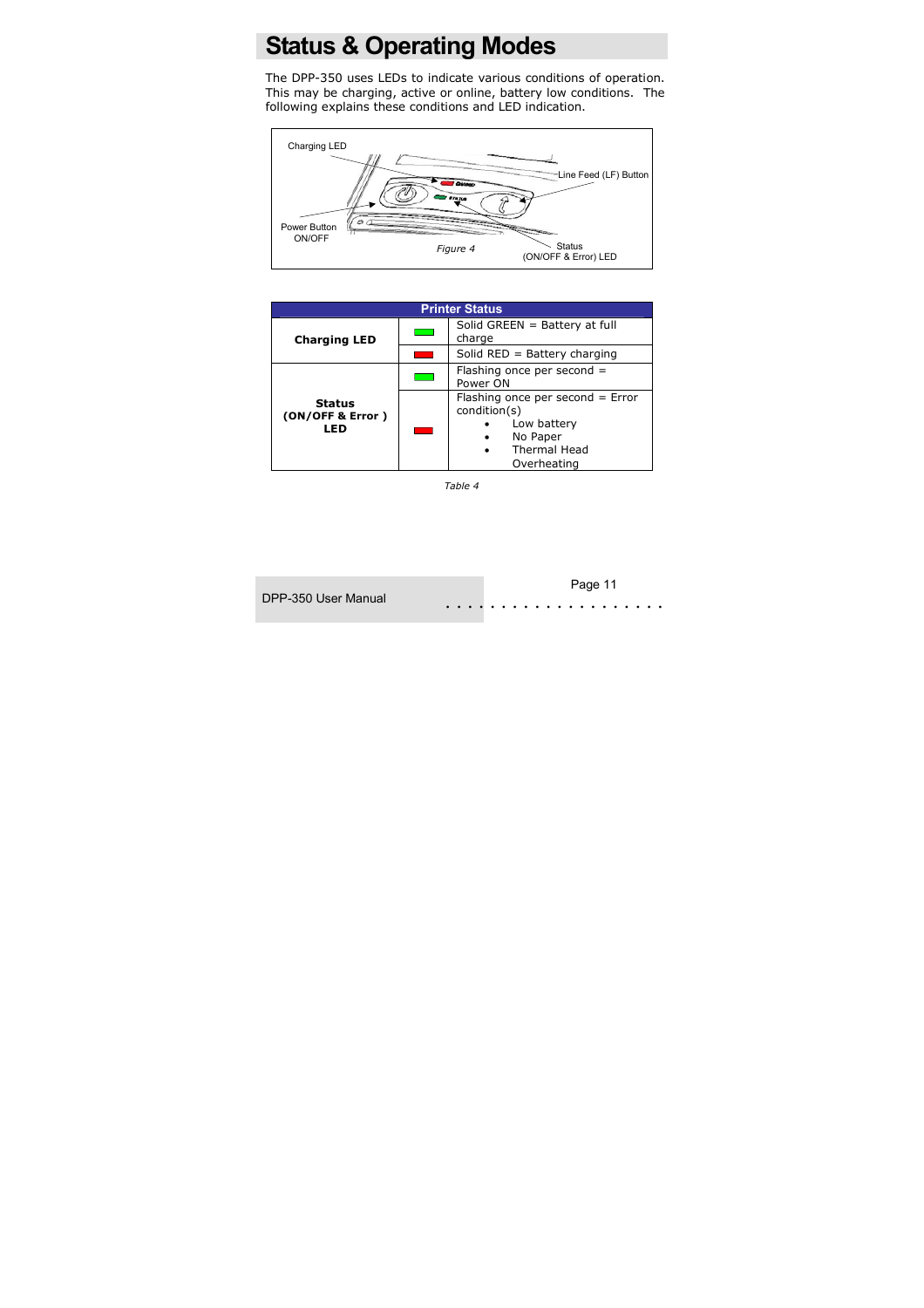# Status & Operating Modes

The DPP-350 uses LEDs to indicate various conditions of operation. This may be charging, active or online, battery low conditions. The following explains these conditions and LED indication.

Charging LED

Line Feed (LF) Button

Power Button ON/OFF

Status (ON/OFF & Error) LED

*Figure 4*

| Printer Status | | |
|---|---|---|
| **Charging LED** | GREEN | Solid GREEN = Battery at full charge |
| | RED | Solid RED = Battery charging |
| **Status (ON/OFF & Error ) LED** | GREEN | Flashing once per second = Power ON |
| | RED | Flashing once per second = Error condition(s)<br>• Low battery<br>• No Paper<br>• Thermal Head Overheating |

*Table 4*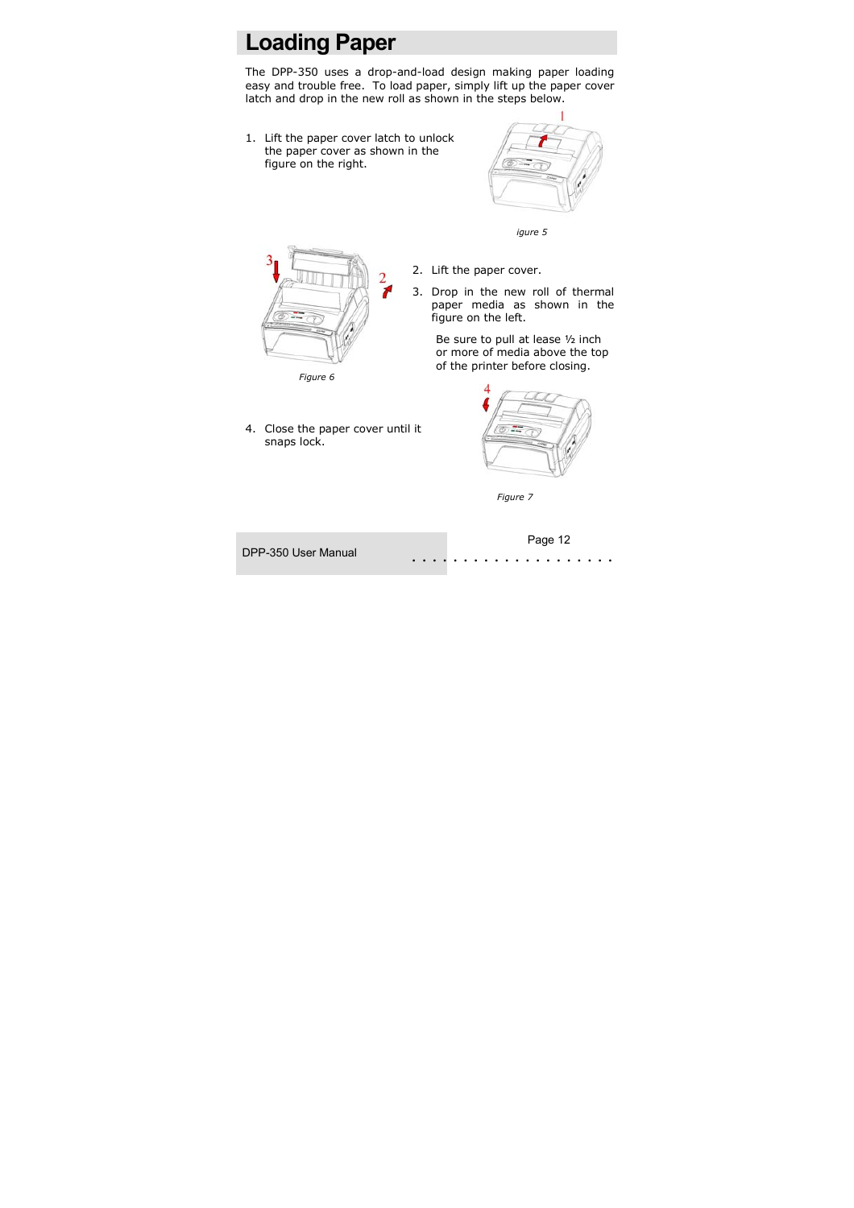# Loading Paper

The DPP-350 uses a drop-and-load design making paper loading easy and trouble free. To load paper, simply lift up the paper cover latch and drop in the new roll as shown in the steps below.

1. Lift the paper cover latch to unlock the paper cover as shown in the figure on the right.

*igure 5*

*Figure 6*

2. Lift the paper cover.
3. Drop in the new roll of thermal paper media as shown in the figure on the left.

   Be sure to pull at lease ½ inch or more of media above the top of the printer before closing.

4. Close the paper cover until it snaps lock.

*Figure 7*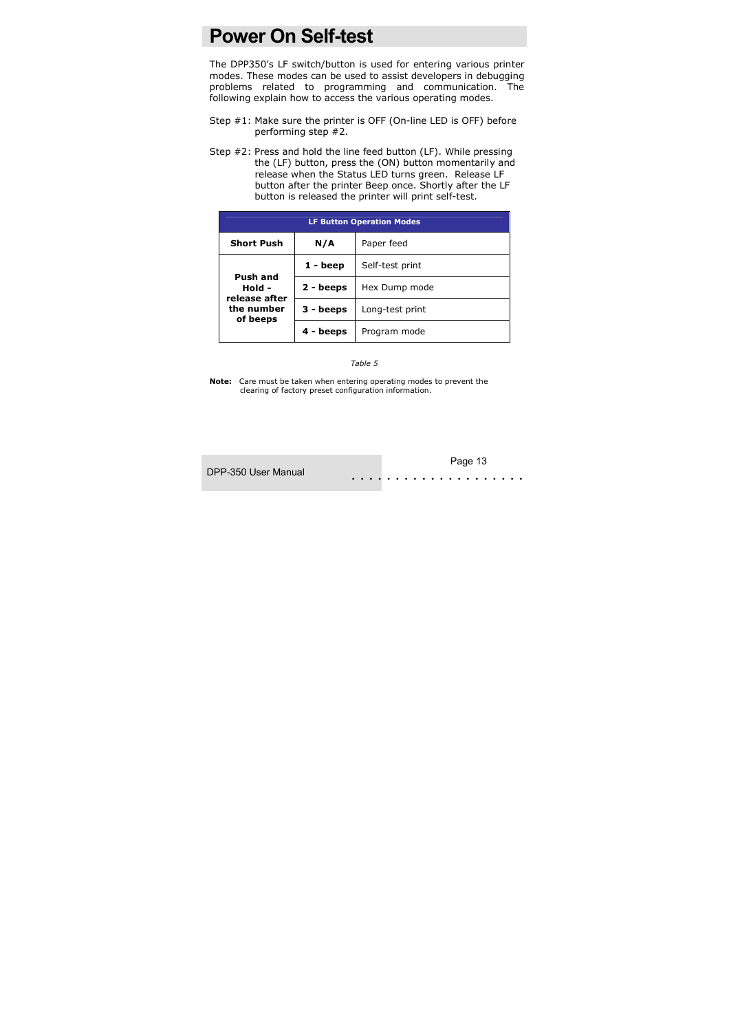# Power On Self-test

The DPP350's LF switch/button is used for entering various printer modes. These modes can be used to assist developers in debugging problems related to programming and communication. The following explain how to access the various operating modes.

Step #1: Make sure the printer is OFF (On-line LED is OFF) before performing step #2.

Step #2: Press and hold the line feed button (LF). While pressing the (LF) button, press the (ON) button momentarily and release when the Status LED turns green. Release LF button after the printer Beep once. Shortly after the LF button is released the printer will print self-test.

| LF Button Operation Modes | | |
|---|---|---|
| **Short Push** | **N/A** | Paper feed |
| **Push and Hold - release after the number of beeps** | **1 - beep** | Self-test print |
| | **2 - beeps** | Hex Dump mode |
| | **3 - beeps** | Long-test print |
| | **4 - beeps** | Program mode |

*Table 5*

**Note:** Care must be taken when entering operating modes to prevent the clearing of factory preset configuration information.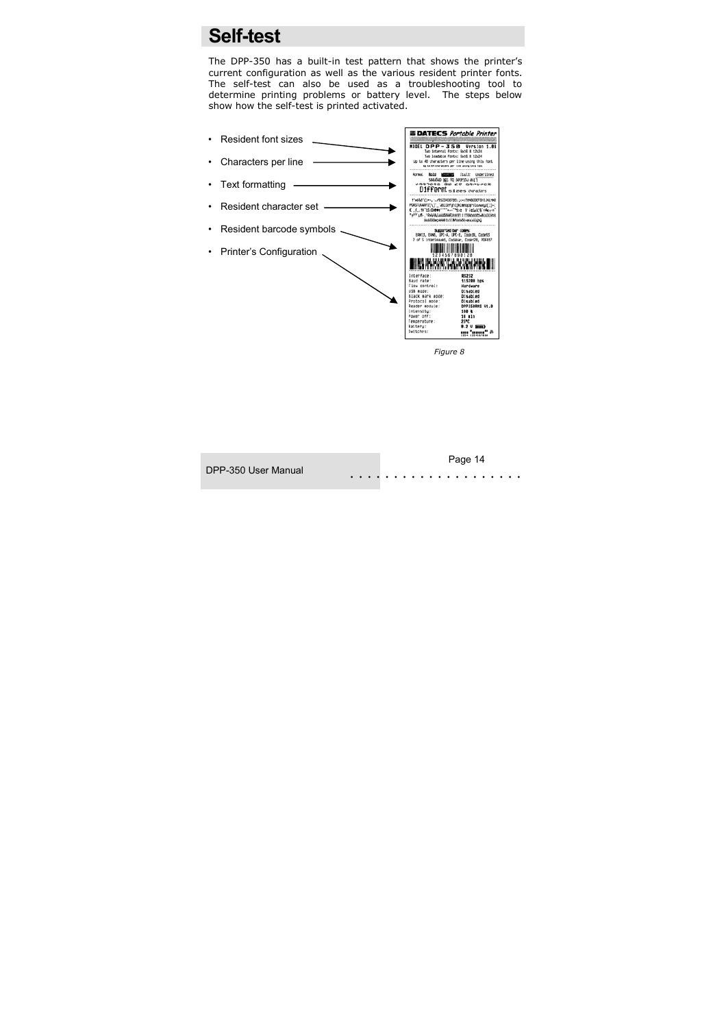# Self-test

The DPP-350 has a built-in test pattern that shows the printer's current configuration as well as the various resident printer fonts. The self-test can also be used as a troubleshooting tool to determine printing problems or battery level. The steps below show how the self-test is printed activated.

- Resident font sizes
- Characters per line
- Text formatting
- Resident character set
- Resident barcode symbols
- Printer's Configuration

*Figure 8*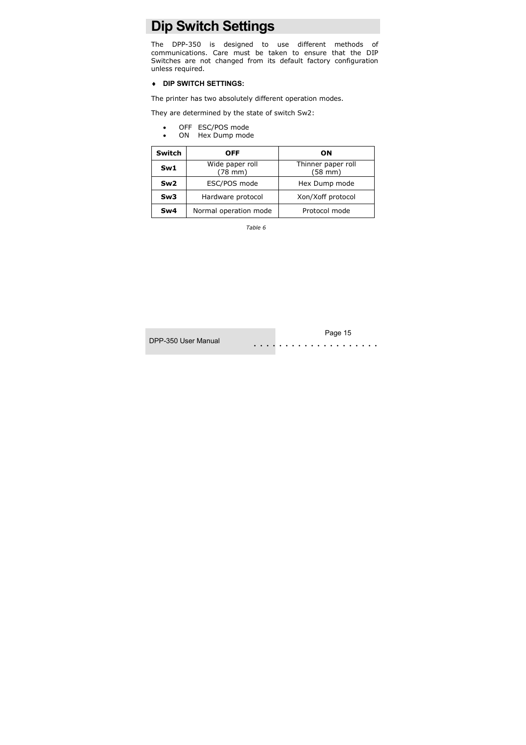# Dip Switch Settings

The DPP-350 is designed to use different methods of communications. Care must be taken to ensure that the DIP Switches are not changed from its default factory configuration unless required.

- **DIP SWITCH SETTINGS:**

The printer has two absolutely different operation modes.

They are determined by the state of switch Sw2:

- OFF ESC/POS mode
- ON Hex Dump mode

| Switch | OFF | ON |
|---|---|---|
| **Sw1** | Wide paper roll (78 mm) | Thinner paper roll (58 mm) |
| **Sw2** | ESC/POS mode | Hex Dump mode |
| **Sw3** | Hardware protocol | Xon/Xoff protocol |
| **Sw4** | Normal operation mode | Protocol mode |

*Table 6*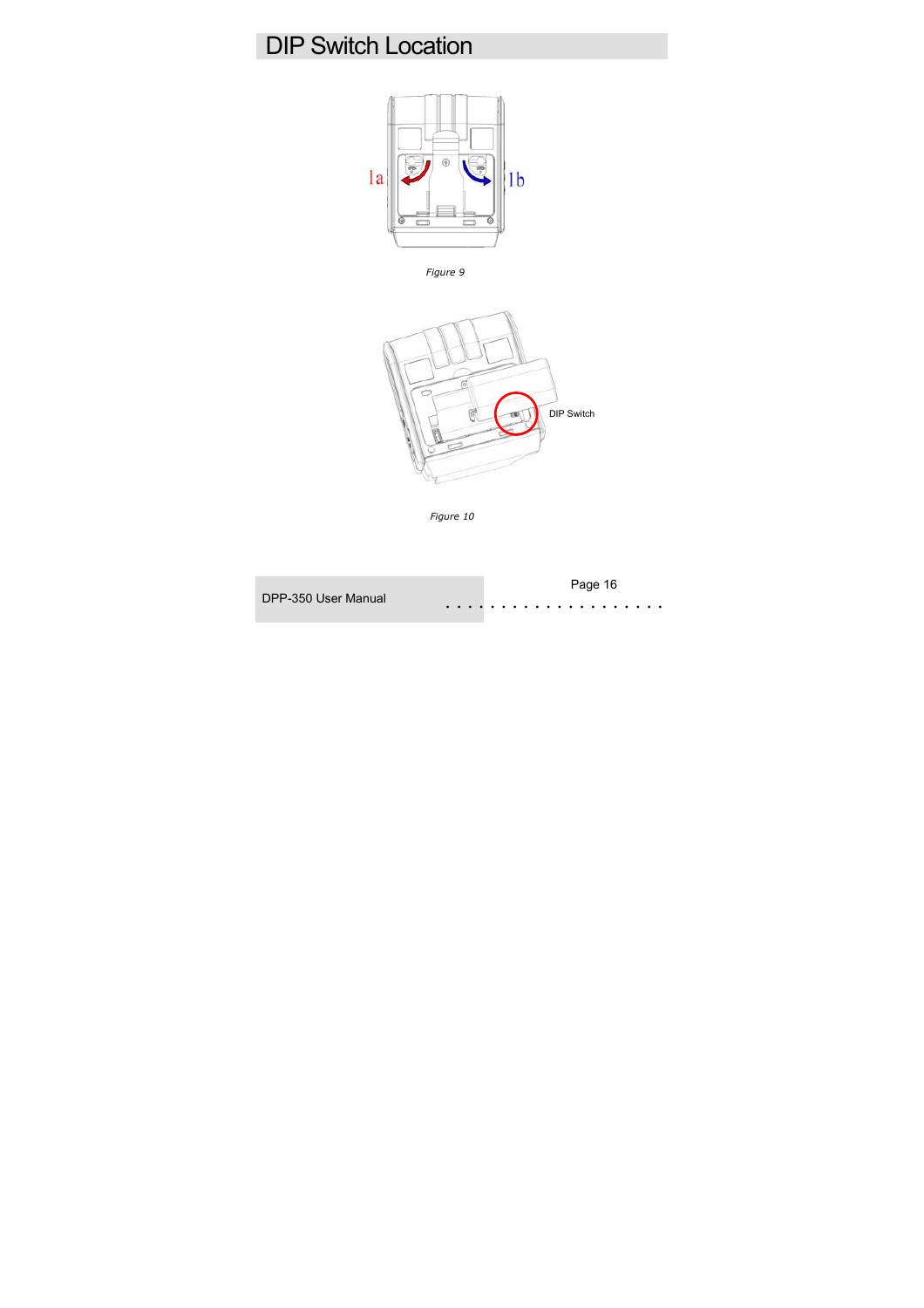# DIP Switch Location

*Figure 9*

*Figure 10*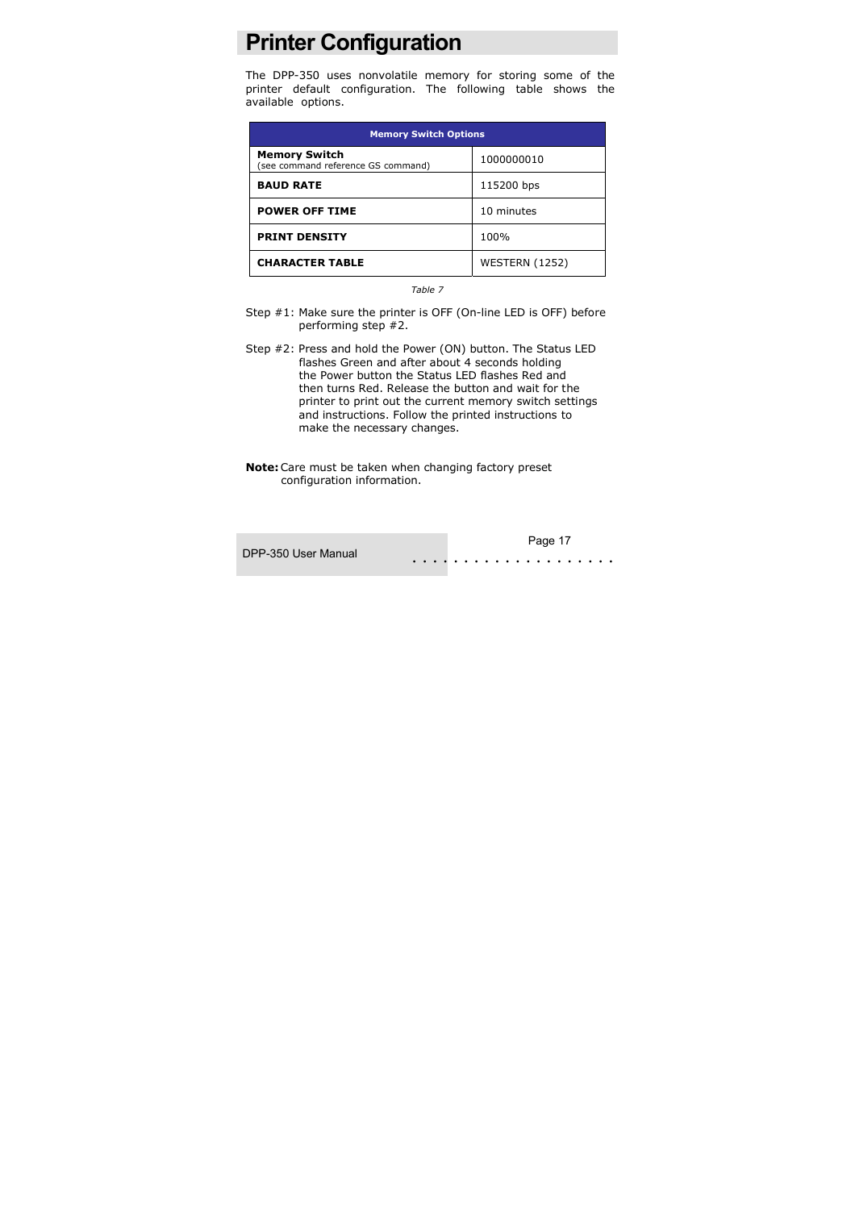# Printer Configuration

The DPP-350 uses nonvolatile memory for storing some of the printer default configuration. The following table shows the available options.

| Memory Switch Options | |
|---|---|
| **Memory Switch** (see command reference GS command) | 1000000010 |
| **BAUD RATE** | 115200 bps |
| **POWER OFF TIME** | 10 minutes |
| **PRINT DENSITY** | 100% |
| **CHARACTER TABLE** | WESTERN (1252) |

*Table 7*

Step #1: Make sure the printer is OFF (On-line LED is OFF) before performing step #2.

Step #2: Press and hold the Power (ON) button. The Status LED flashes Green and after about 4 seconds holding the Power button the Status LED flashes Red and then turns Red. Release the button and wait for the printer to print out the current memory switch settings and instructions. Follow the printed instructions to make the necessary changes.

**Note:** Care must be taken when changing factory preset configuration information.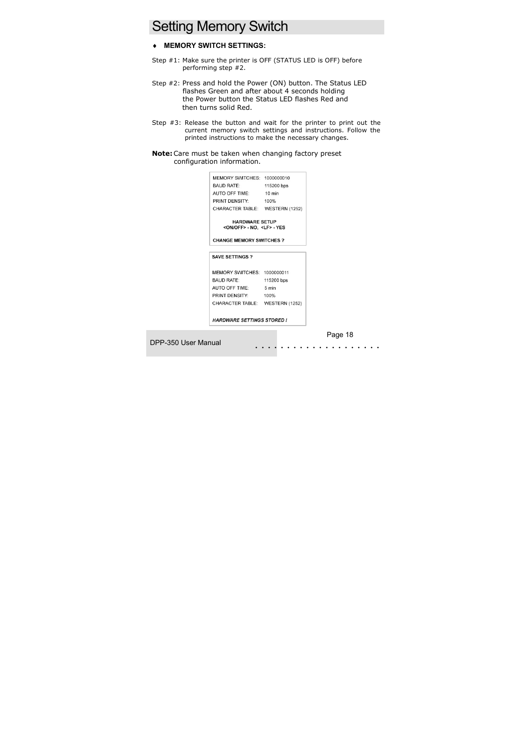# Setting Memory Switch

- **MEMORY SWITCH SETTINGS:**

Step #1: Make sure the printer is OFF (STATUS LED is OFF) before performing step #2.

Step #2: Press and hold the Power (ON) button. The Status LED flashes Green and after about 4 seconds holding the Power button the Status LED flashes Red and then turns solid Red.

Step #3: Release the button and wait for the printer to print out the current memory switch settings and instructions. Follow the printed instructions to make the necessary changes.

**Note:** Care must be taken when changing factory preset configuration information.

```
MEMORY SWITCHES:   1000000010
BAUD RATE:         115200 bps
AUTO OFF TIME:     10 min
PRINT DENSITY:     100%
CHARACTER TABLE:   WESTERN (1252)

        HARDWARE SETUP
   <ON/OFF> - NO,  <LF> - YES

CHANGE MEMORY SWITCHES ?
```

```
SAVE SETTINGS ?

MEMORY SWITCHES:   1000000011
BAUD RATE:         115200 bps
AUTO OFF TIME:     5 min
PRINT DENSITY:     100%
CHARACTER TABLE:   WESTERN (1252)

HARDWARE SETTINGS STORED !
```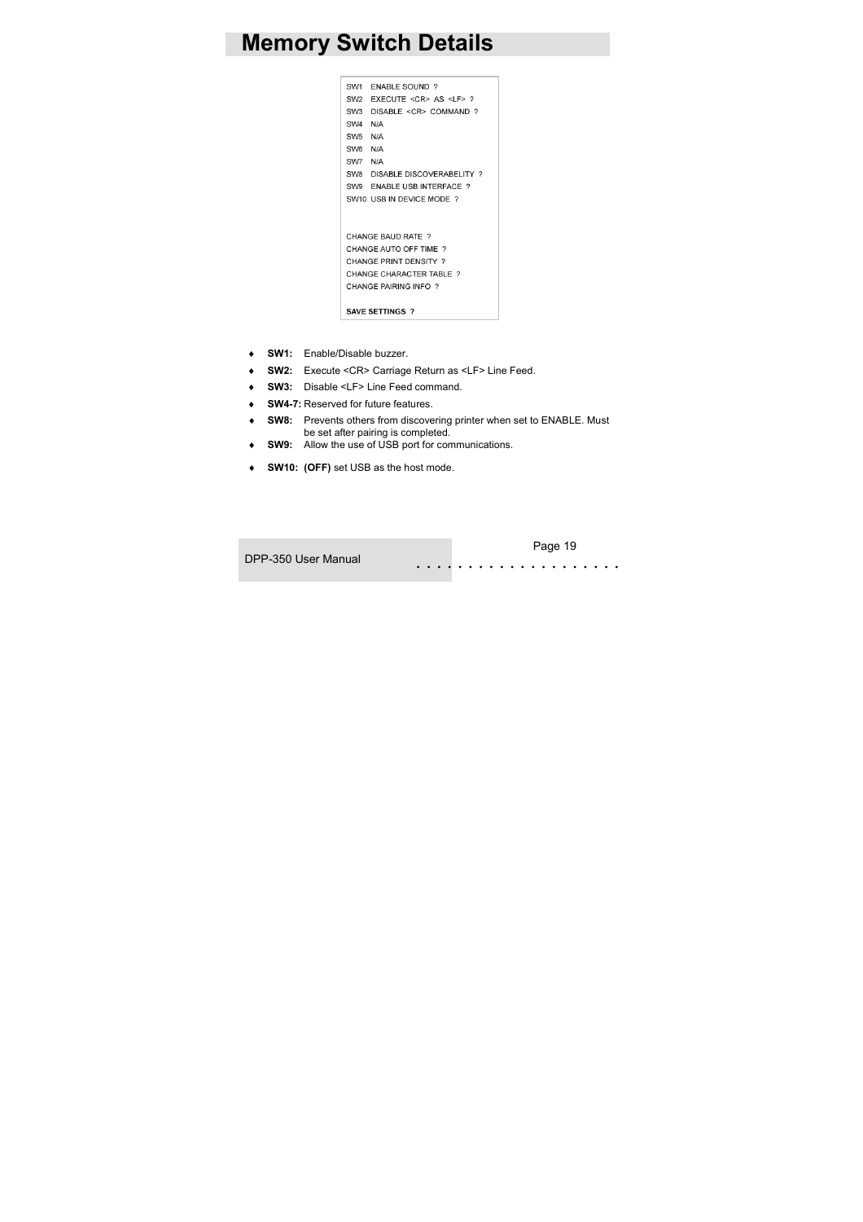# Memory Switch Details

```
SW1   ENABLE SOUND ?
SW2   EXECUTE <CR> AS <LF> ?
SW3   DISABLE <CR> COMMAND ?
SW4   N/A
SW5   N/A
SW6   N/A
SW7   N/A
SW8   DISABLE DISCOVERABELITY ?
SW9   ENABLE USB INTERFACE ?
SW10  USB IN DEVICE MODE ?


CHANGE BAUD RATE ?
CHANGE AUTO OFF TIME ?
CHANGE PRINT DENSITY ?
CHANGE CHARACTER TABLE ?
CHANGE PAIRING INFO ?

SAVE SETTINGS ?
```

- **SW1:** Enable/Disable buzzer.
- **SW2:** Execute <CR> Carriage Return as <LF> Line Feed.
- **SW3:** Disable <LF> Line Feed command.
- **SW4-7:** Reserved for future features.
- **SW8:** Prevents others from discovering printer when set to ENABLE. Must be set after pairing is completed.
- **SW9:** Allow the use of USB port for communications.
- **SW10:** **(OFF)** set USB as the host mode.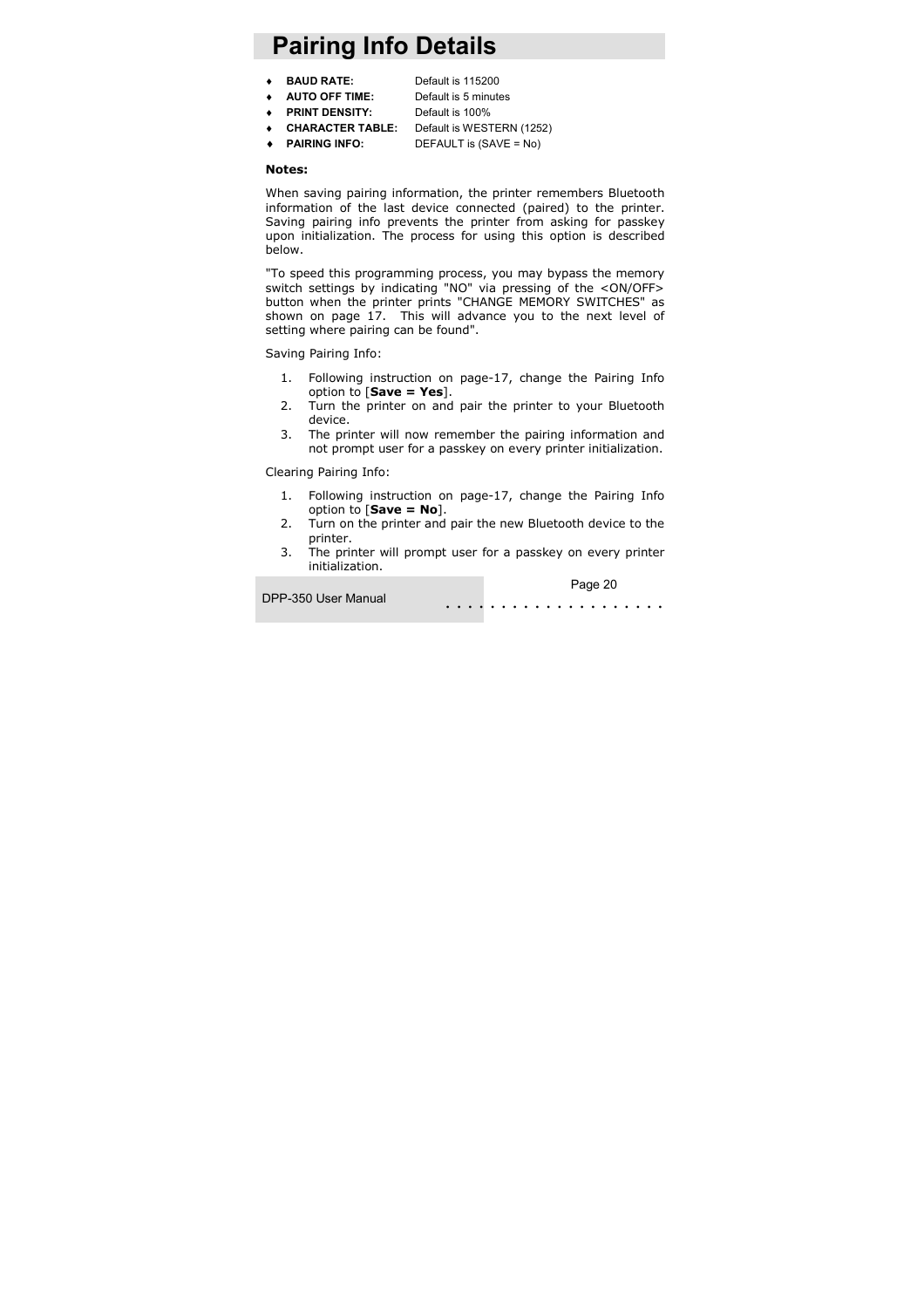# Pairing Info Details

- **BAUD RATE:** Default is 115200
- **AUTO OFF TIME:** Default is 5 minutes
- **PRINT DENSITY:** Default is 100%
- **CHARACTER TABLE:** Default is WESTERN (1252)
- **PAIRING INFO:** DEFAULT is (SAVE = No)

**Notes:**

When saving pairing information, the printer remembers Bluetooth information of the last device connected (paired) to the printer. Saving pairing info prevents the printer from asking for passkey upon initialization. The process for using this option is described below.

"To speed this programming process, you may bypass the memory switch settings by indicating "NO" via pressing of the <ON/OFF> button when the printer prints "CHANGE MEMORY SWITCHES" as shown on page 17. This will advance you to the next level of setting where pairing can be found".

Saving Pairing Info:

1. Following instruction on page-17, change the Pairing Info option to [**Save = Yes**].
2. Turn the printer on and pair the printer to your Bluetooth device.
3. The printer will now remember the pairing information and not prompt user for a passkey on every printer initialization.

Clearing Pairing Info:

1. Following instruction on page-17, change the Pairing Info option to [**Save = No**].
2. Turn on the printer and pair the new Bluetooth device to the printer.
3. The printer will prompt user for a passkey on every printer initialization.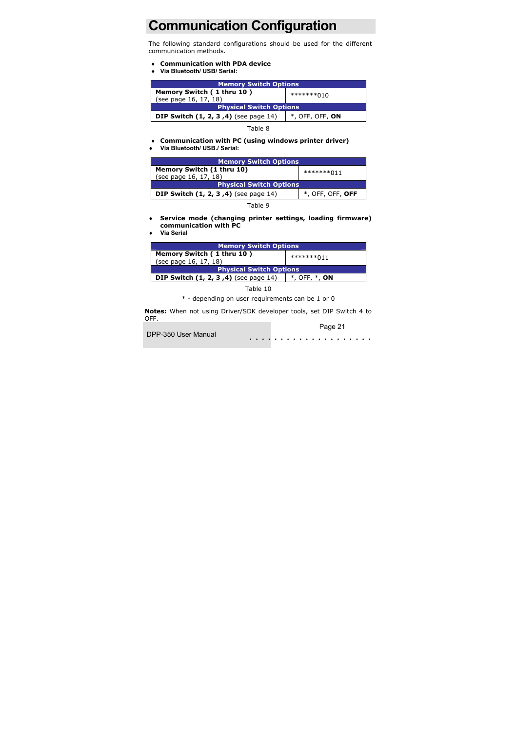# Communication Configuration

The following standard configurations should be used for the different communication methods.

- **Communication with PDA device**
- **Via Bluetooth/ USB/ Serial:**

| Memory Switch Options | |
|---|---|
| **Memory Switch ( 1 thru 10 )** (see page 16, 17, 18) | *******010 |
| **Physical Switch Options** | |
| **DIP Switch (1, 2, 3 ,4)** (see page 14) | *, OFF, OFF, **ON** |

Table 8

- **Communication with PC (using windows printer driver)**
- **Via Bluetooth/ USB./ Serial:**

| Memory Switch Options | |
|---|---|
| **Memory Switch (1 thru 10)** (see page 16, 17, 18) | *******011 |
| **Physical Switch Options** | |
| **DIP Switch (1, 2, 3 ,4)** (see page 14) | *, OFF, OFF, **OFF** |

Table 9

- **Service mode (changing printer settings, loading firmware) communication with PC**
- **Via Serial**

| Memory Switch Options | |
|---|---|
| **Memory Switch ( 1 thru 10 )** (see page 16, 17, 18) | *******011 |
| **Physical Switch Options** | |
| **DIP Switch (1, 2, 3 ,4)** (see page 14) | *, OFF, *, **ON** |

Table 10

* - depending on user requirements can be 1 or 0

**Notes:** When not using Driver/SDK developer tools, set DIP Switch 4 to OFF.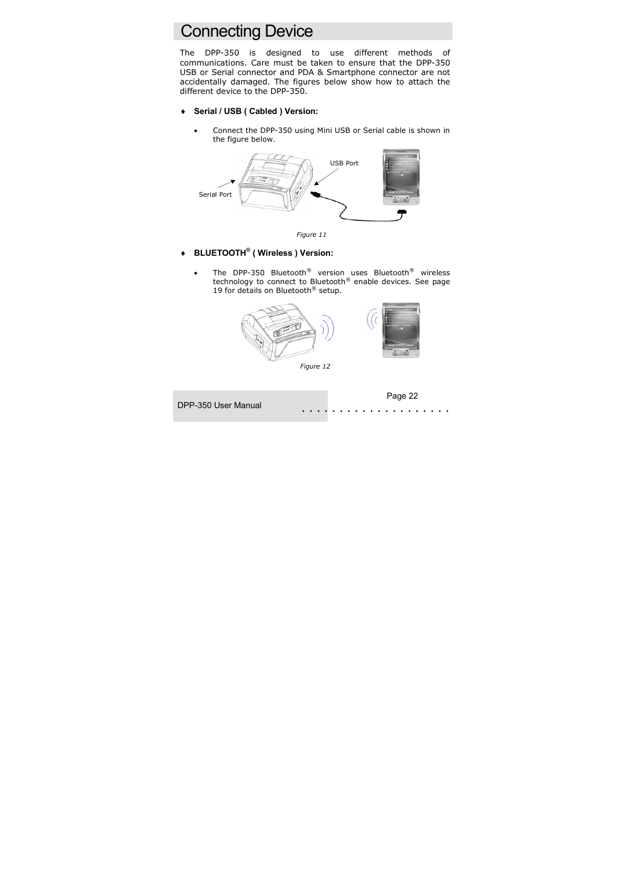# Connecting Device

The DPP-350 is designed to use different methods of communications. Care must be taken to ensure that the DPP-350 USB or Serial connector and PDA & Smartphone connector are not accidentally damaged. The figures below show how to attach the different device to the DPP-350.

- **Serial / USB ( Cabled ) Version:**
  - Connect the DPP-350 using Mini USB or Serial cable is shown in the figure below.

USB Port

Serial Port

*Figure 11*

- **BLUETOOTH® ( Wireless ) Version:**
  - The DPP-350 Bluetooth® version uses Bluetooth® wireless technology to connect to Bluetooth® enable devices. See page 19 for details on Bluetooth® setup.

*Figure 12*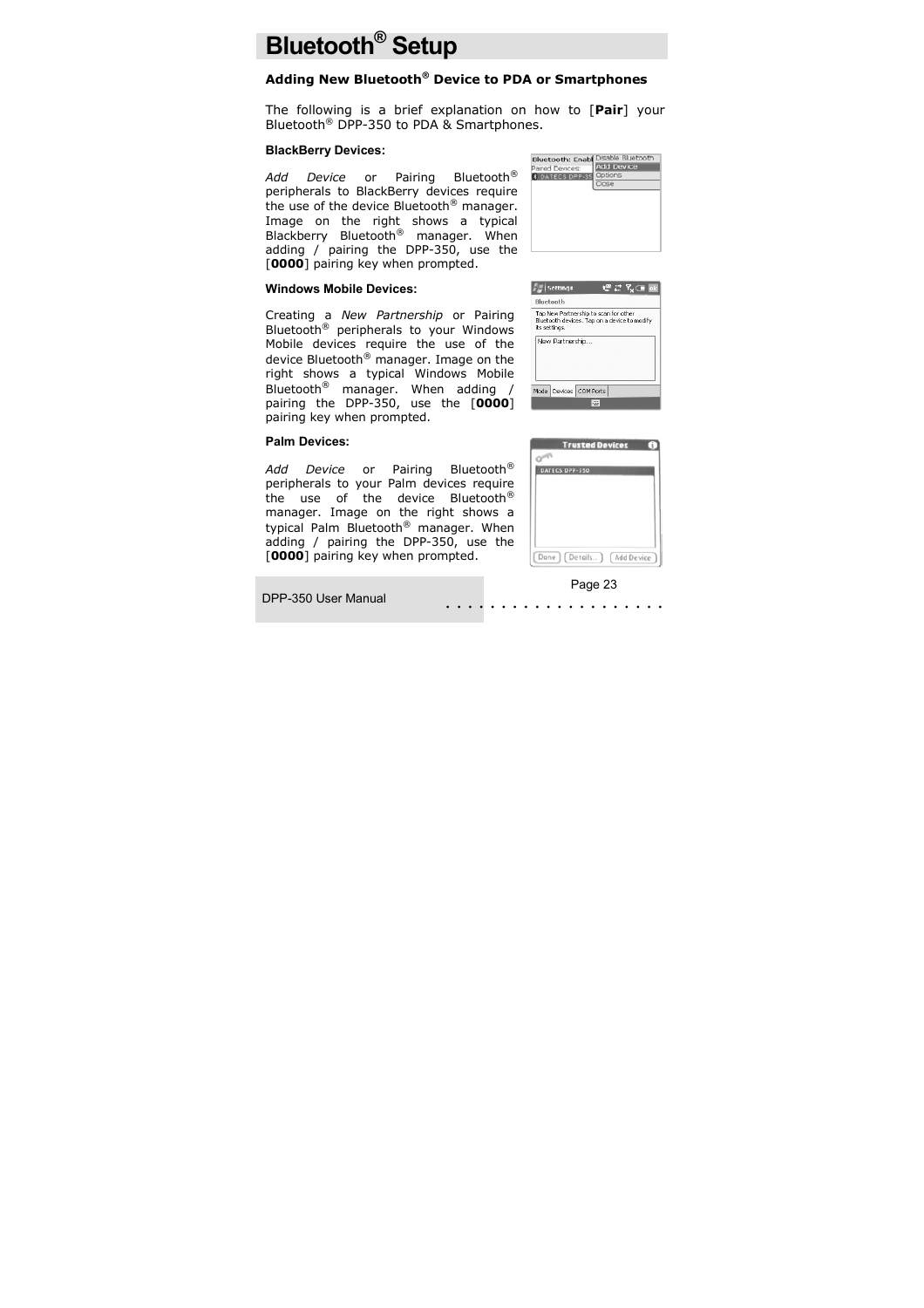# Bluetooth® Setup

### Adding New Bluetooth® Device to PDA or Smartphones

The following is a brief explanation on how to [**Pair**] your Bluetooth® DPP-350 to PDA & Smartphones.

#### BlackBerry Devices:

*Add Device* or Pairing Bluetooth® peripherals to BlackBerry devices require the use of the device Bluetooth® manager. Image on the right shows a typical Blackberry Bluetooth® manager. When adding / pairing the DPP-350, use the [**0000**] pairing key when prompted.

#### Windows Mobile Devices:

Creating a *New Partnership* or Pairing Bluetooth® peripherals to your Windows Mobile devices require the use of the device Bluetooth® manager. Image on the right shows a typical Windows Mobile Bluetooth® manager. When adding / pairing the DPP-350, use the [**0000**] pairing key when prompted.

#### Palm Devices:

*Add Device* or Pairing Bluetooth® peripherals to your Palm devices require the use of the device Bluetooth® manager. Image on the right shows a typical Palm Bluetooth® manager. When adding / pairing the DPP-350, use the [**0000**] pairing key when prompted.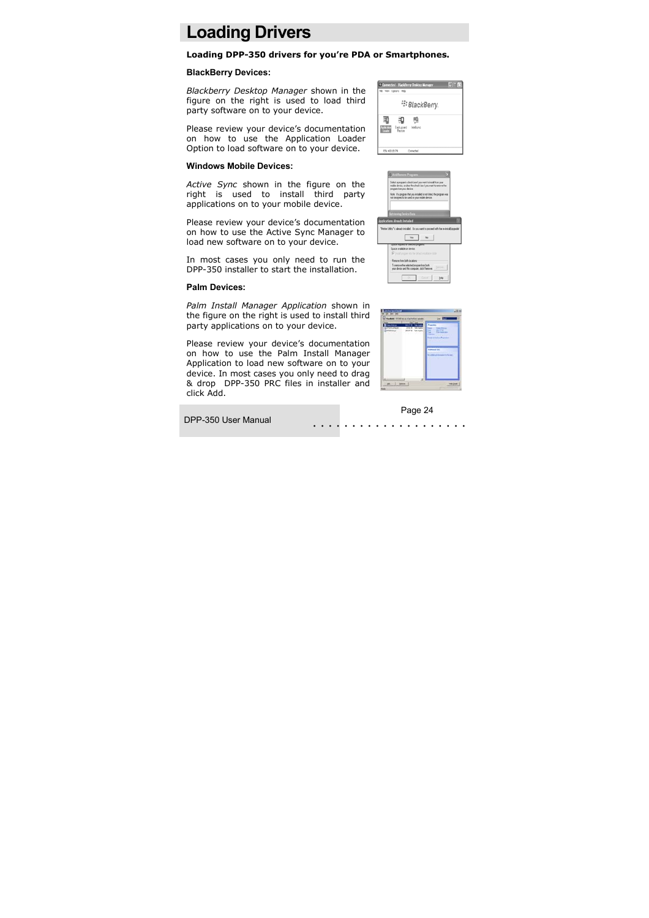# Loading Drivers

**Loading DPP-350 drivers for you're PDA or Smartphones.**

### BlackBerry Devices:

*Blackberry Desktop Manager* shown in the figure on the right is used to load third party software on to your device.

Please review your device's documentation on how to use the Application Loader Option to load software on to your device.

### Windows Mobile Devices:

*Active Sync* shown in the figure on the right is used to install third party applications on to your mobile device.

Please review your device's documentation on how to use the Active Sync Manager to load new software on to your device.

In most cases you only need to run the DPP-350 installer to start the installation.

### Palm Devices:

*Palm Install Manager Application* shown in the figure on the right is used to install third party applications on to your device.

Please review your device's documentation on how to use the Palm Install Manager Application to load new software on to your device. In most cases you only need to drag & drop DPP-350 PRC files in installer and click Add.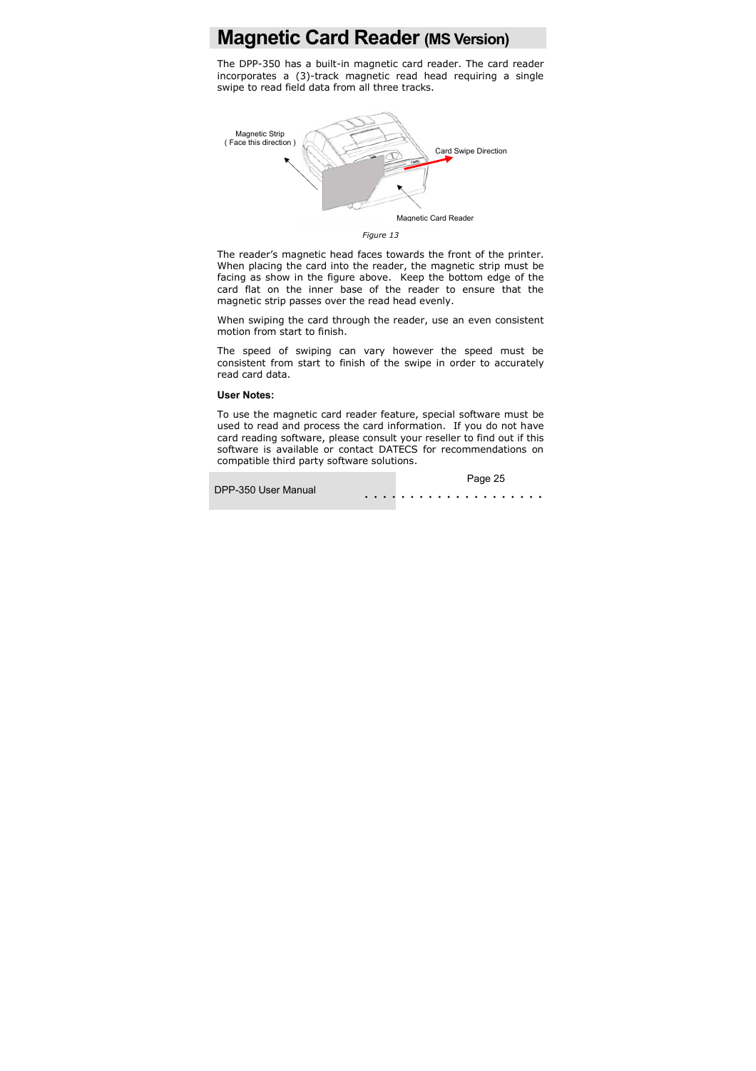# Magnetic Card Reader (MS Version)

The DPP-350 has a built-in magnetic card reader. The card reader incorporates a (3)-track magnetic read head requiring a single swipe to read field data from all three tracks.

Magnetic Strip
( Face this direction )

Card Swipe Direction

Magnetic Card Reader

*Figure 13*

The reader's magnetic head faces towards the front of the printer. When placing the card into the reader, the magnetic strip must be facing as show in the figure above. Keep the bottom edge of the card flat on the inner base of the reader to ensure that the magnetic strip passes over the read head evenly.

When swiping the card through the reader, use an even consistent motion from start to finish.

The speed of swiping can vary however the speed must be consistent from start to finish of the swipe in order to accurately read card data.

**User Notes:**

To use the magnetic card reader feature, special software must be used to read and process the card information. If you do not have card reading software, please consult your reseller to find out if this software is available or contact DATECS for recommendations on compatible third party software solutions.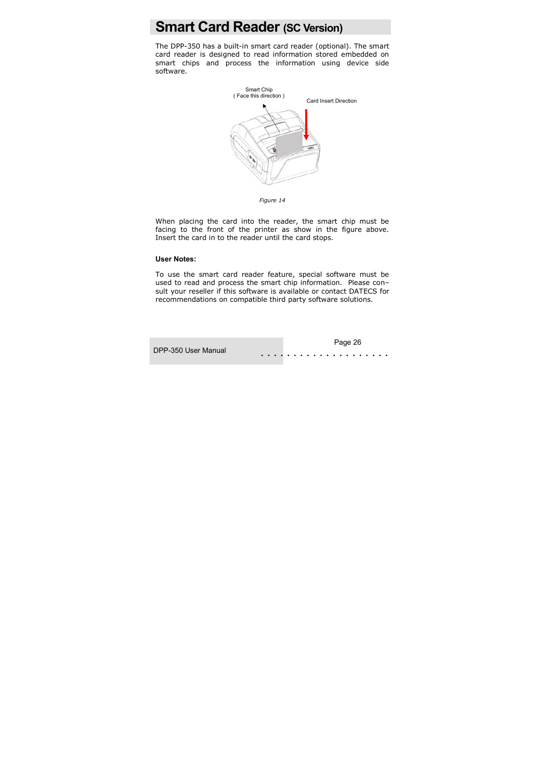# Smart Card Reader (SC Version)

The DPP-350 has a built-in smart card reader (optional). The smart card reader is designed to read information stored embedded on smart chips and process the information using device side software.

Smart Chip
( Face this direction )

Card Insert Direction

*Figure 14*

When placing the card into the reader, the smart chip must be facing to the front of the printer as show in the figure above. Insert the card in to the reader until the card stops.

**User Notes:**

To use the smart card reader feature, special software must be used to read and process the smart chip information. Please con–sult your reseller if this software is available or contact DATECS for recommendations on compatible third party software solutions.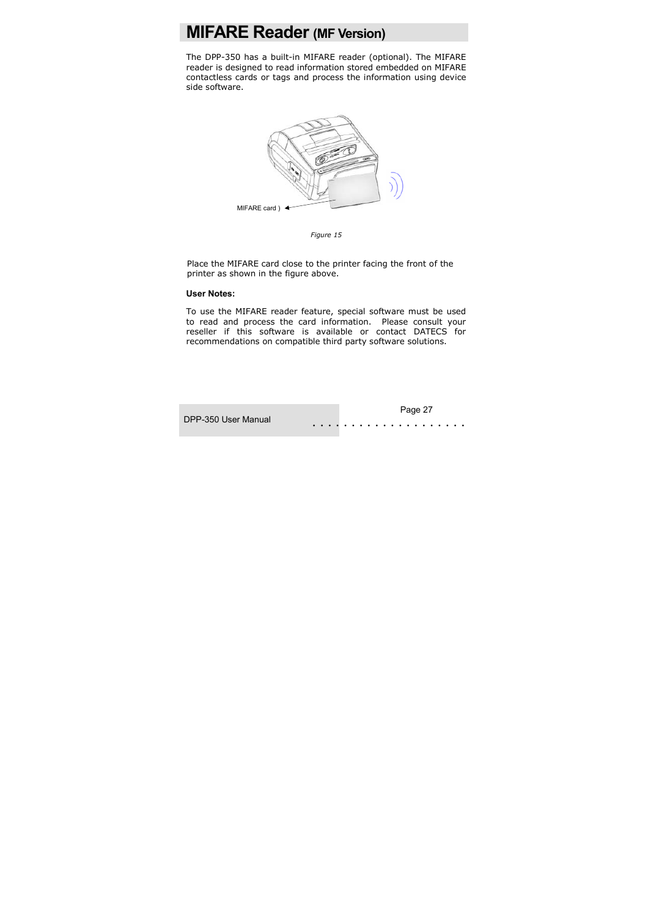# MIFARE Reader (MF Version)

The DPP-350 has a built-in MIFARE reader (optional). The MIFARE reader is designed to read information stored embedded on MIFARE contactless cards or tags and process the information using device side software.

MIFARE card )

*Figure 15*

Place the MIFARE card close to the printer facing the front of the printer as shown in the figure above.

**User Notes:**

To use the MIFARE reader feature, special software must be used to read and process the card information. Please consult your reseller if this software is available or contact DATECS for recommendations on compatible third party software solutions.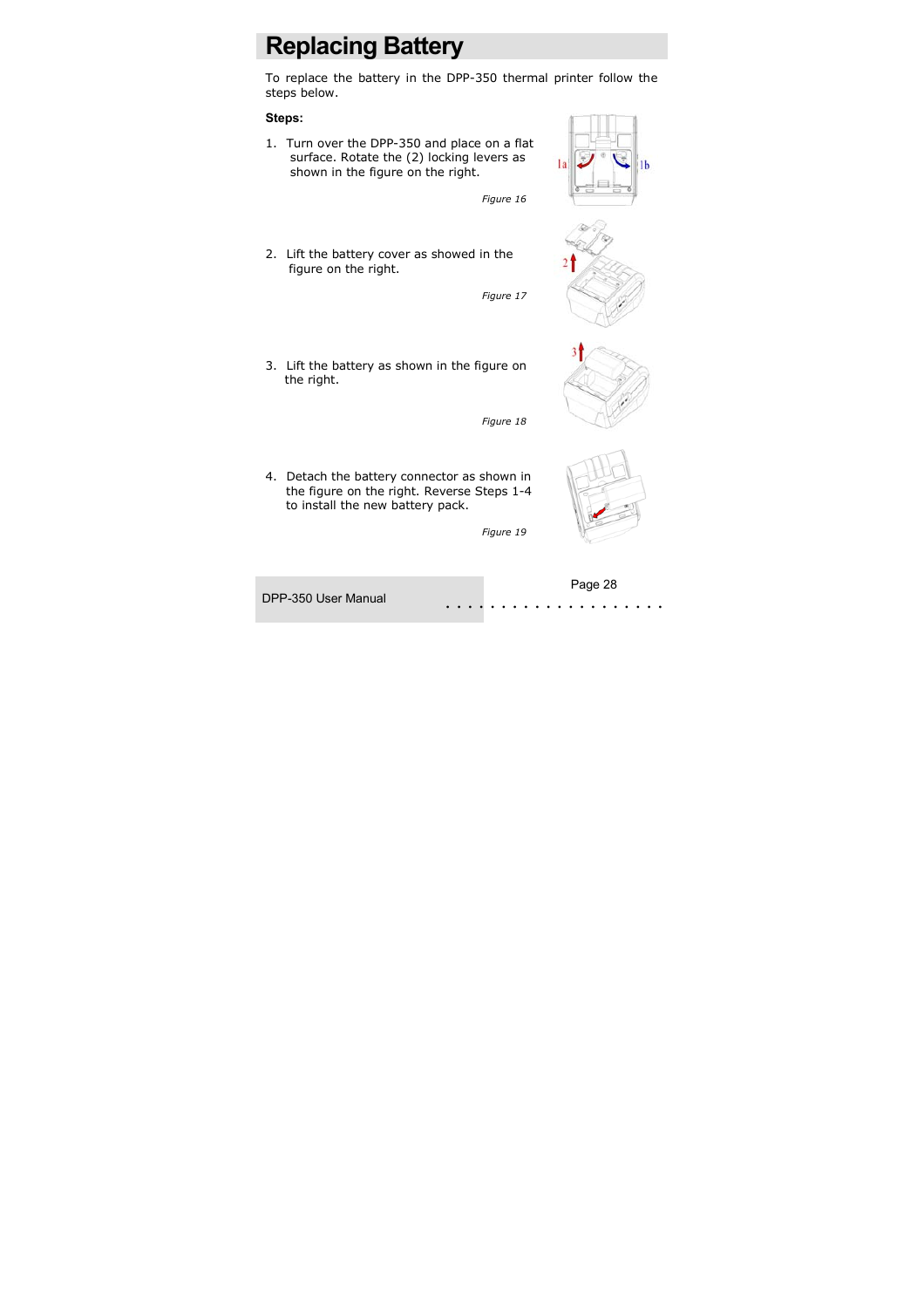# Replacing Battery

To replace the battery in the DPP-350 thermal printer follow the steps below.

**Steps:**

1. Turn over the DPP-350 and place on a flat surface. Rotate the (2) locking levers as shown in the figure on the right.

   *Figure 16*

2. Lift the battery cover as showed in the figure on the right.

   *Figure 17*

3. Lift the battery as shown in the figure on the right.

   *Figure 18*

4. Detach the battery connector as shown in the figure on the right. Reverse Steps 1-4 to install the new battery pack.

   *Figure 19*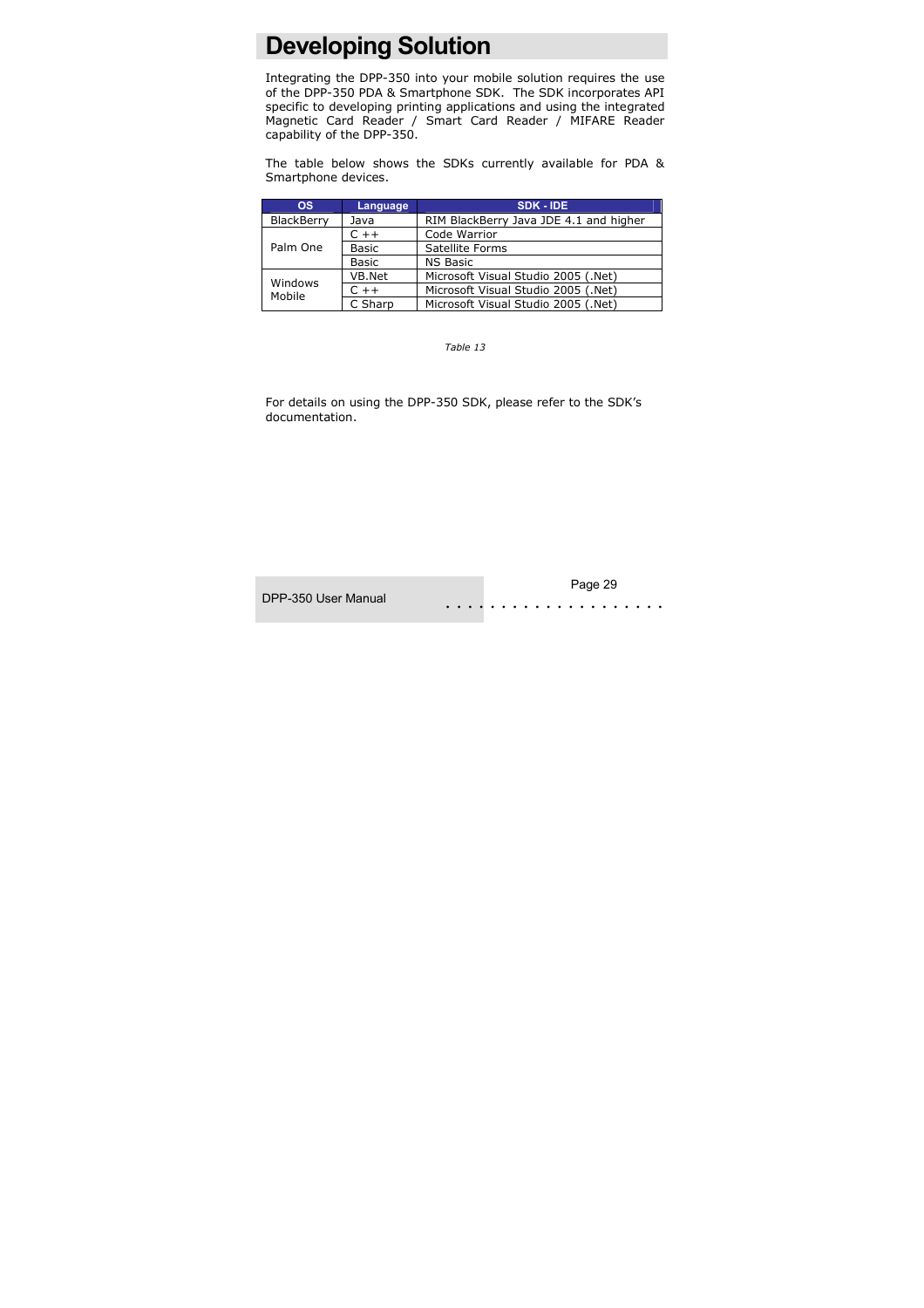# Developing Solution

Integrating the DPP-350 into your mobile solution requires the use of the DPP-350 PDA & Smartphone SDK. The SDK incorporates API specific to developing printing applications and using the integrated Magnetic Card Reader / Smart Card Reader / MIFARE Reader capability of the DPP-350.

The table below shows the SDKs currently available for PDA & Smartphone devices.

| OS | Language | SDK - IDE |
|---|---|---|
| BlackBerry | Java | RIM BlackBerry Java JDE 4.1 and higher |
| Palm One | C ++ | Code Warrior |
| | Basic | Satellite Forms |
| | Basic | NS Basic |
| Windows Mobile | VB.Net | Microsoft Visual Studio 2005 (.Net) |
| | C ++ | Microsoft Visual Studio 2005 (.Net) |
| | C Sharp | Microsoft Visual Studio 2005 (.Net) |

*Table 13*

For details on using the DPP-350 SDK, please refer to the SDK's documentation.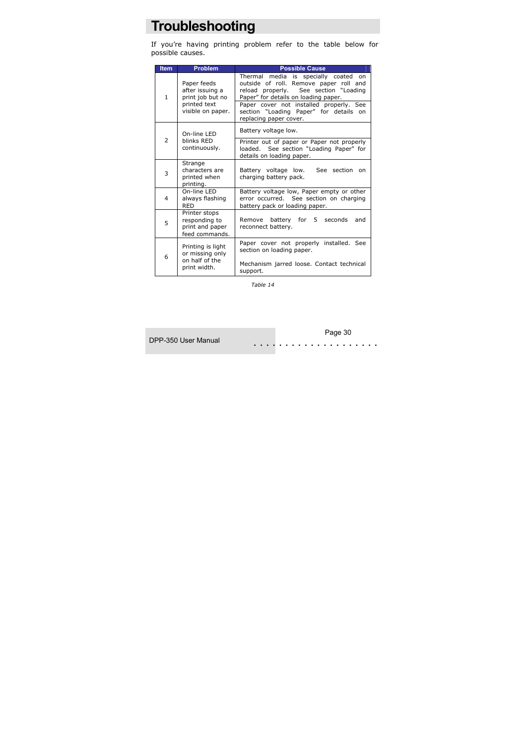# Troubleshooting

If you're having printing problem refer to the table below for possible causes.

| Item | Problem | Possible Cause |
|---|---|---|
| 1 | Paper feeds after issuing a print job but no printed text visible on paper. | Thermal media is specially coated on outside of roll. Remove paper roll and reload properly. See section "Loading Paper" for details on loading paper. |
| | | Paper cover not installed properly. See section "Loading Paper" for details on replacing paper cover. |
| 2 | On-line LED blinks RED continuously. | Battery voltage low. |
| | | Printer out of paper or Paper not properly loaded. See section "Loading Paper" for details on loading paper. |
| 3 | Strange characters are printed when printing. | Battery voltage low. See section on charging battery pack. |
| 4 | On-line LED always flashing RED | Battery voltage low, Paper empty or other error occurred. See section on charging battery pack or loading paper. |
| 5 | Printer stops responding to print and paper feed commands. | Remove battery for 5 seconds and reconnect battery. |
| 6 | Printing is light or missing only on half of the print width. | Paper cover not properly installed. See section on loading paper.<br><br>Mechanism jarred loose. Contact technical support. |

*Table 14*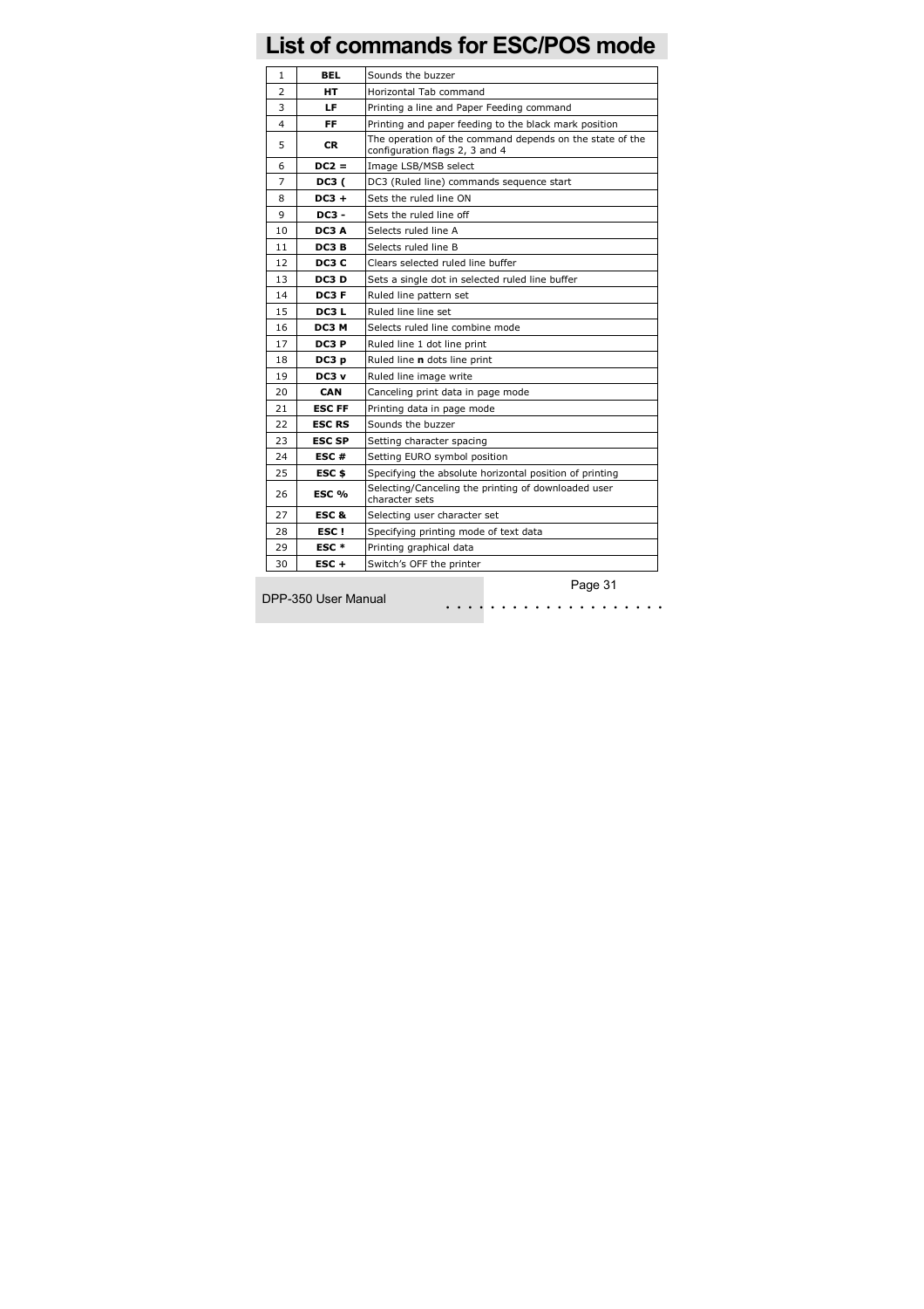# List of commands for ESC/POS mode

| 1 | **BEL** | Sounds the buzzer |
|---|---|---|
| 2 | **HT** | Horizontal Tab command |
| 3 | **LF** | Printing a line and Paper Feeding command |
| 4 | **FF** | Printing and paper feeding to the black mark position |
| 5 | **CR** | The operation of the command depends on the state of the configuration flags 2, 3 and 4 |
| 6 | **DC2 =** | Image LSB/MSB select |
| 7 | **DC3 (** | DC3 (Ruled line) commands sequence start |
| 8 | **DC3 +** | Sets the ruled line ON |
| 9 | **DC3 -** | Sets the ruled line off |
| 10 | **DC3 A** | Selects ruled line A |
| 11 | **DC3 B** | Selects ruled line B |
| 12 | **DC3 C** | Clears selected ruled line buffer |
| 13 | **DC3 D** | Sets a single dot in selected ruled line buffer |
| 14 | **DC3 F** | Ruled line pattern set |
| 15 | **DC3 L** | Ruled line line set |
| 16 | **DC3 M** | Selects ruled line combine mode |
| 17 | **DC3 P** | Ruled line 1 dot line print |
| 18 | **DC3 p** | Ruled line **n** dots line print |
| 19 | **DC3 v** | Ruled line image write |
| 20 | **CAN** | Canceling print data in page mode |
| 21 | **ESC FF** | Printing data in page mode |
| 22 | **ESC RS** | Sounds the buzzer |
| 23 | **ESC SP** | Setting character spacing |
| 24 | **ESC #** | Setting EURO symbol position |
| 25 | **ESC $** | Specifying the absolute horizontal position of printing |
| 26 | **ESC %** | Selecting/Canceling the printing of downloaded user character sets |
| 27 | **ESC &** | Selecting user character set |
| 28 | **ESC !** | Specifying printing mode of text data |
| 29 | **ESC *** | Printing graphical data |
| 30 | **ESC +** | Switch's OFF the printer |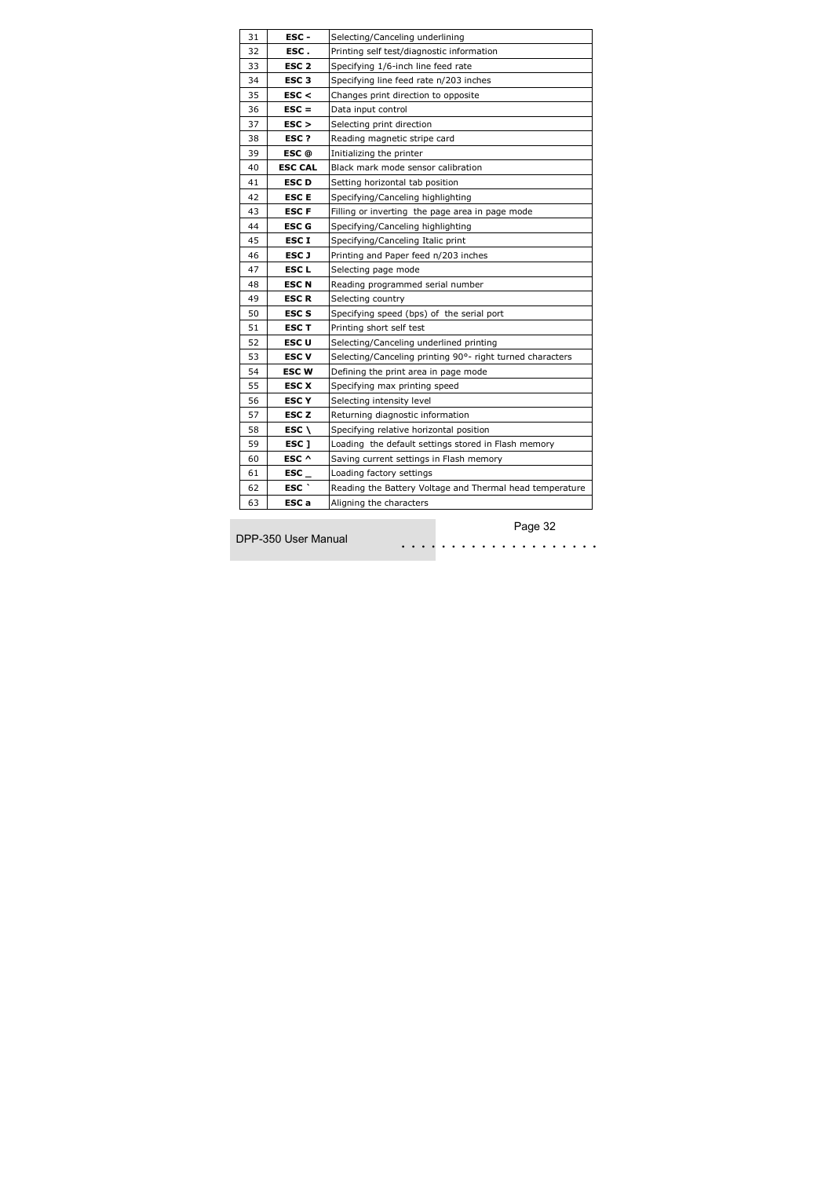| 31 | **ESC -** | Selecting/Canceling underlining |
|---|---|---|
| 32 | **ESC .** | Printing self test/diagnostic information |
| 33 | **ESC 2** | Specifying 1/6-inch line feed rate |
| 34 | **ESC 3** | Specifying line feed rate n/203 inches |
| 35 | **ESC <** | Changes print direction to opposite |
| 36 | **ESC =** | Data input control |
| 37 | **ESC >** | Selecting print direction |
| 38 | **ESC ?** | Reading magnetic stripe card |
| 39 | **ESC @** | Initializing the printer |
| 40 | **ESC CAL** | Black mark mode sensor calibration |
| 41 | **ESC D** | Setting horizontal tab position |
| 42 | **ESC E** | Specifying/Canceling highlighting |
| 43 | **ESC F** | Filling or inverting the page area in page mode |
| 44 | **ESC G** | Specifying/Canceling highlighting |
| 45 | **ESC I** | Specifying/Canceling Italic print |
| 46 | **ESC J** | Printing and Paper feed n/203 inches |
| 47 | **ESC L** | Selecting page mode |
| 48 | **ESC N** | Reading programmed serial number |
| 49 | **ESC R** | Selecting country |
| 50 | **ESC S** | Specifying speed (bps) of the serial port |
| 51 | **ESC T** | Printing short self test |
| 52 | **ESC U** | Selecting/Canceling underlined printing |
| 53 | **ESC V** | Selecting/Canceling printing 90°- right turned characters |
| 54 | **ESC W** | Defining the print area in page mode |
| 55 | **ESC X** | Specifying max printing speed |
| 56 | **ESC Y** | Selecting intensity level |
| 57 | **ESC Z** | Returning diagnostic information |
| 58 | **ESC \\** | Specifying relative horizontal position |
| 59 | **ESC ]** | Loading the default settings stored in Flash memory |
| 60 | **ESC ^** | Saving current settings in Flash memory |
| 61 | **ESC _** | Loading factory settings |
| 62 | **ESC `** | Reading the Battery Voltage and Thermal head temperature |
| 63 | **ESC a** | Aligning the characters |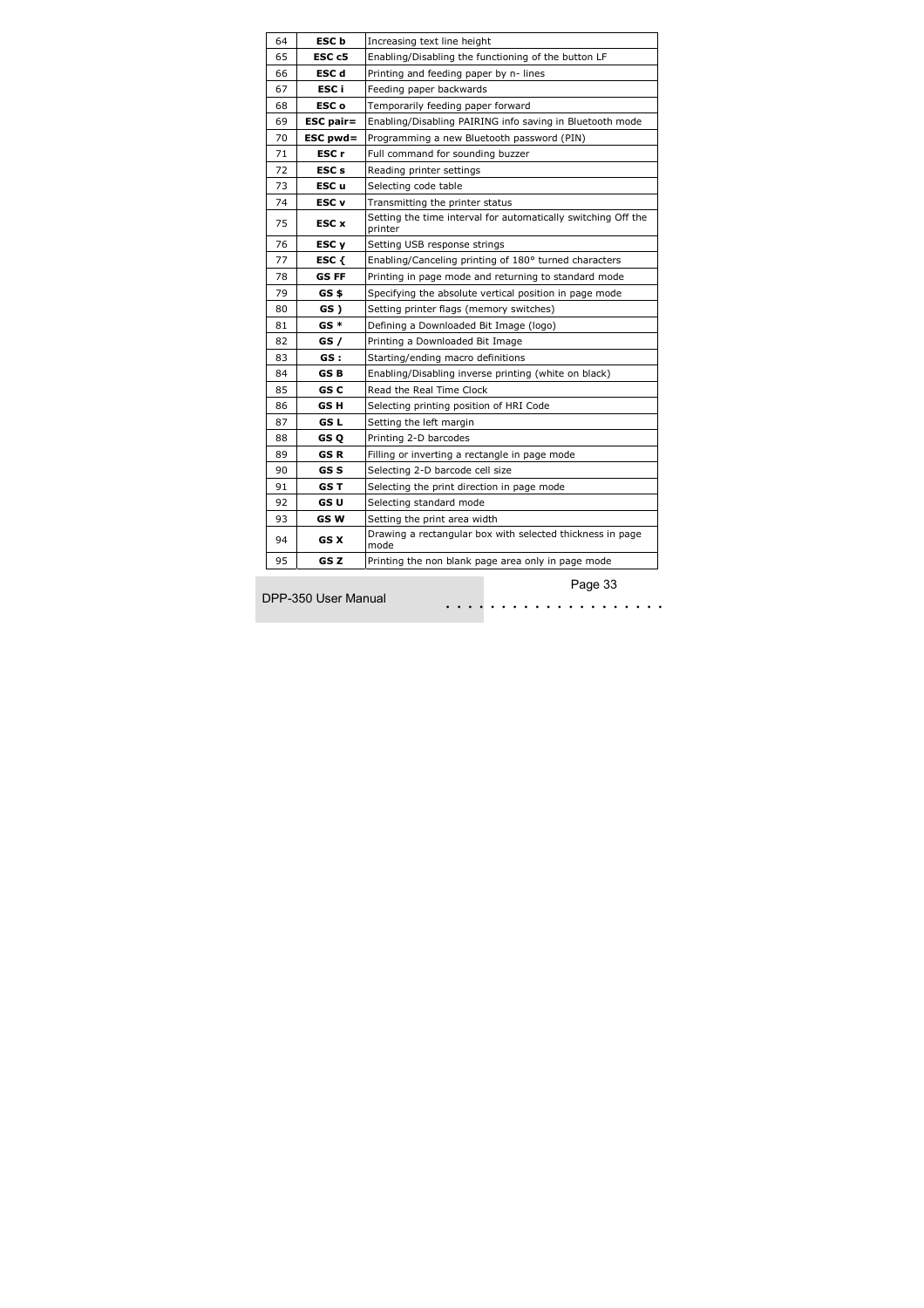| 64 | **ESC b** | Increasing text line height |
|---|---|---|
| 65 | **ESC c5** | Enabling/Disabling the functioning of the button LF |
| 66 | **ESC d** | Printing and feeding paper by n- lines |
| 67 | **ESC i** | Feeding paper backwards |
| 68 | **ESC o** | Temporarily feeding paper forward |
| 69 | **ESC pair=** | Enabling/Disabling PAIRING info saving in Bluetooth mode |
| 70 | **ESC pwd=** | Programming a new Bluetooth password (PIN) |
| 71 | **ESC r** | Full command for sounding buzzer |
| 72 | **ESC s** | Reading printer settings |
| 73 | **ESC u** | Selecting code table |
| 74 | **ESC v** | Transmitting the printer status |
| 75 | **ESC x** | Setting the time interval for automatically switching Off the printer |
| 76 | **ESC y** | Setting USB response strings |
| 77 | **ESC {** | Enabling/Canceling printing of 180° turned characters |
| 78 | **GS FF** | Printing in page mode and returning to standard mode |
| 79 | **GS $** | Specifying the absolute vertical position in page mode |
| 80 | **GS )** | Setting printer flags (memory switches) |
| 81 | **GS *** | Defining a Downloaded Bit Image (logo) |
| 82 | **GS /** | Printing a Downloaded Bit Image |
| 83 | **GS :** | Starting/ending macro definitions |
| 84 | **GS B** | Enabling/Disabling inverse printing (white on black) |
| 85 | **GS C** | Read the Real Time Clock |
| 86 | **GS H** | Selecting printing position of HRI Code |
| 87 | **GS L** | Setting the left margin |
| 88 | **GS Q** | Printing 2-D barcodes |
| 89 | **GS R** | Filling or inverting a rectangle in page mode |
| 90 | **GS S** | Selecting 2-D barcode cell size |
| 91 | **GS T** | Selecting the print direction in page mode |
| 92 | **GS U** | Selecting standard mode |
| 93 | **GS W** | Setting the print area width |
| 94 | **GS X** | Drawing a rectangular box with selected thickness in page mode |
| 95 | **GS Z** | Printing the non blank page area only in page mode |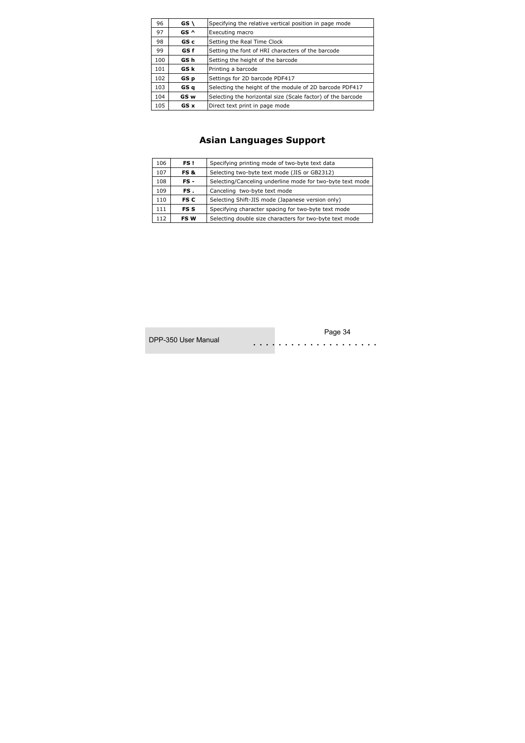| | | |
|---|---|---|
| 96 | **GS \** | Specifying the relative vertical position in page mode |
| 97 | **GS ^** | Executing macro |
| 98 | **GS c** | Setting the Real Time Clock |
| 99 | **GS f** | Setting the font of HRI characters of the barcode |
| 100 | **GS h** | Setting the height of the barcode |
| 101 | **GS k** | Printing a barcode |
| 102 | **GS p** | Settings for 2D barcode PDF417 |
| 103 | **GS q** | Selecting the height of the module of 2D barcode PDF417 |
| 104 | **GS w** | Selecting the horizontal size (Scale factor) of the barcode |
| 105 | **GS x** | Direct text print in page mode |

## Asian Languages Support

| | | |
|---|---|---|
| 106 | **FS !** | Specifying printing mode of two-byte text data |
| 107 | **FS &** | Selecting two-byte text mode (JIS or GB2312) |
| 108 | **FS -** | Selecting/Canceling underline mode for two-byte text mode |
| 109 | **FS .** | Canceling two-byte text mode |
| 110 | **FS C** | Selecting Shift-JIS mode (Japanese version only) |
| 111 | **FS S** | Specifying character spacing for two-byte text mode |
| 112 | **FS W** | Selecting double size characters for two-byte text mode |